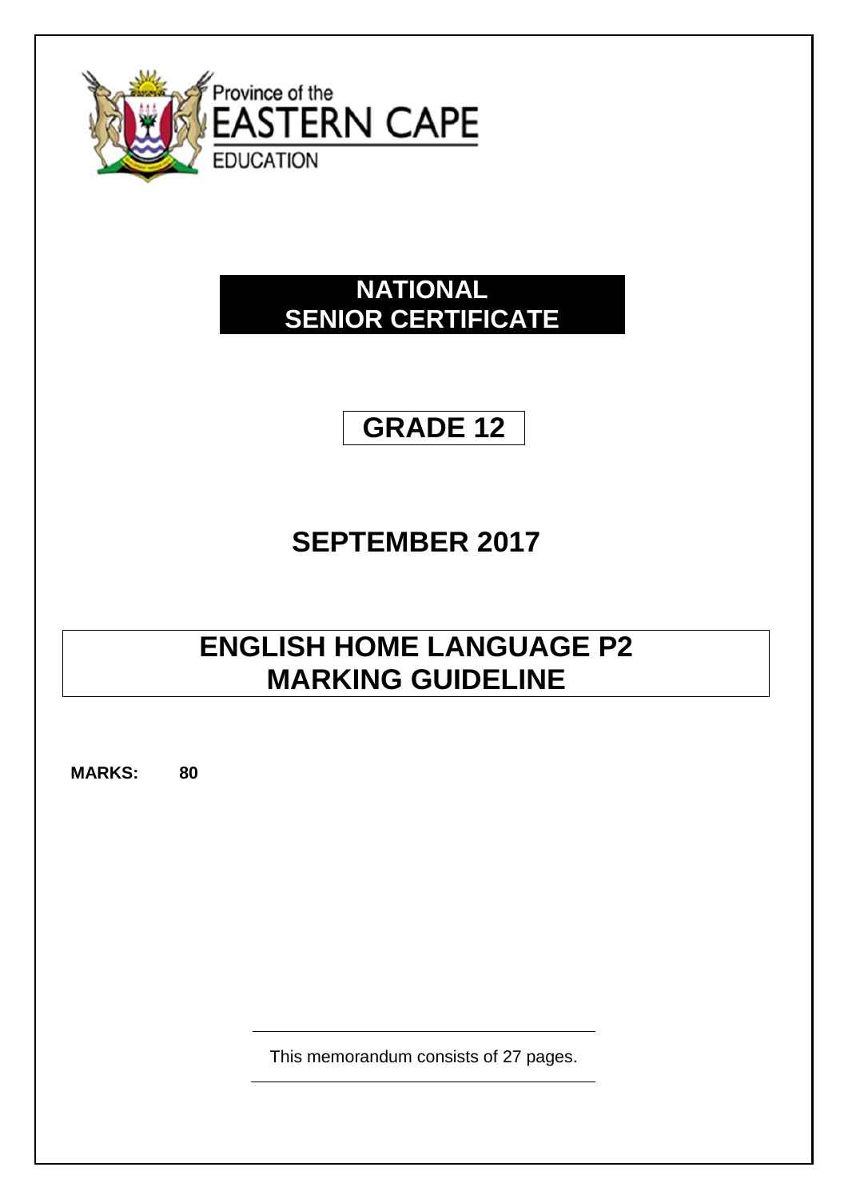Province of the
EASTERN CAPE
EDUCATION

# NATIONAL SENIOR CERTIFICATE

# GRADE 12

## SEPTEMBER 2017

# ENGLISH HOME LANGUAGE P2 MARKING GUIDELINE

**MARKS: 80**

This memorandum consists of 27 pages.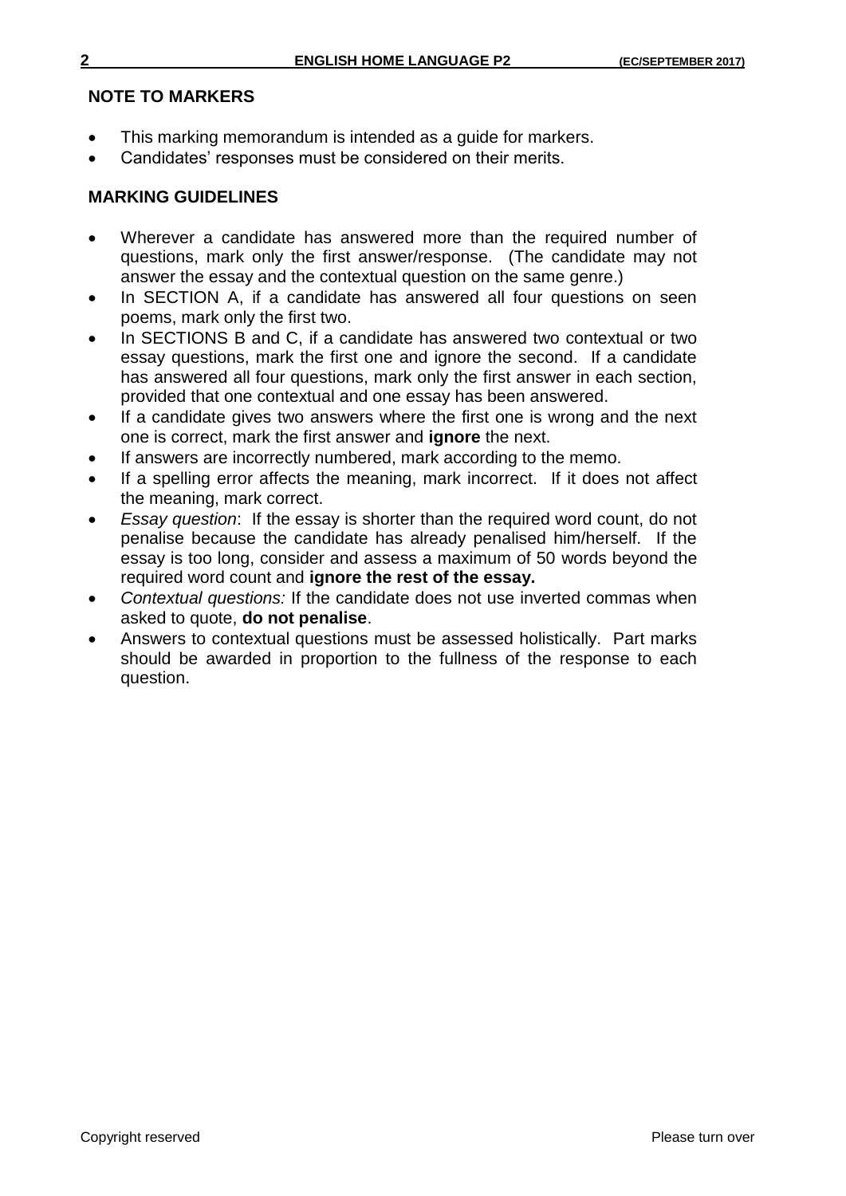## NOTE TO MARKERS

- This marking memorandum is intended as a guide for markers.
- Candidates' responses must be considered on their merits.

## MARKING GUIDELINES

- Wherever a candidate has answered more than the required number of questions, mark only the first answer/response. (The candidate may not answer the essay and the contextual question on the same genre.)
- In SECTION A, if a candidate has answered all four questions on seen poems, mark only the first two.
- In SECTIONS B and C, if a candidate has answered two contextual or two essay questions, mark the first one and ignore the second. If a candidate has answered all four questions, mark only the first answer in each section, provided that one contextual and one essay has been answered.
- If a candidate gives two answers where the first one is wrong and the next one is correct, mark the first answer and **ignore** the next.
- If answers are incorrectly numbered, mark according to the memo.
- If a spelling error affects the meaning, mark incorrect. If it does not affect the meaning, mark correct.
- *Essay question*: If the essay is shorter than the required word count, do not penalise because the candidate has already penalised him/herself. If the essay is too long, consider and assess a maximum of 50 words beyond the required word count and **ignore the rest of the essay.**
- *Contextual questions:* If the candidate does not use inverted commas when asked to quote, **do not penalise**.
- Answers to contextual questions must be assessed holistically. Part marks should be awarded in proportion to the fullness of the response to each question.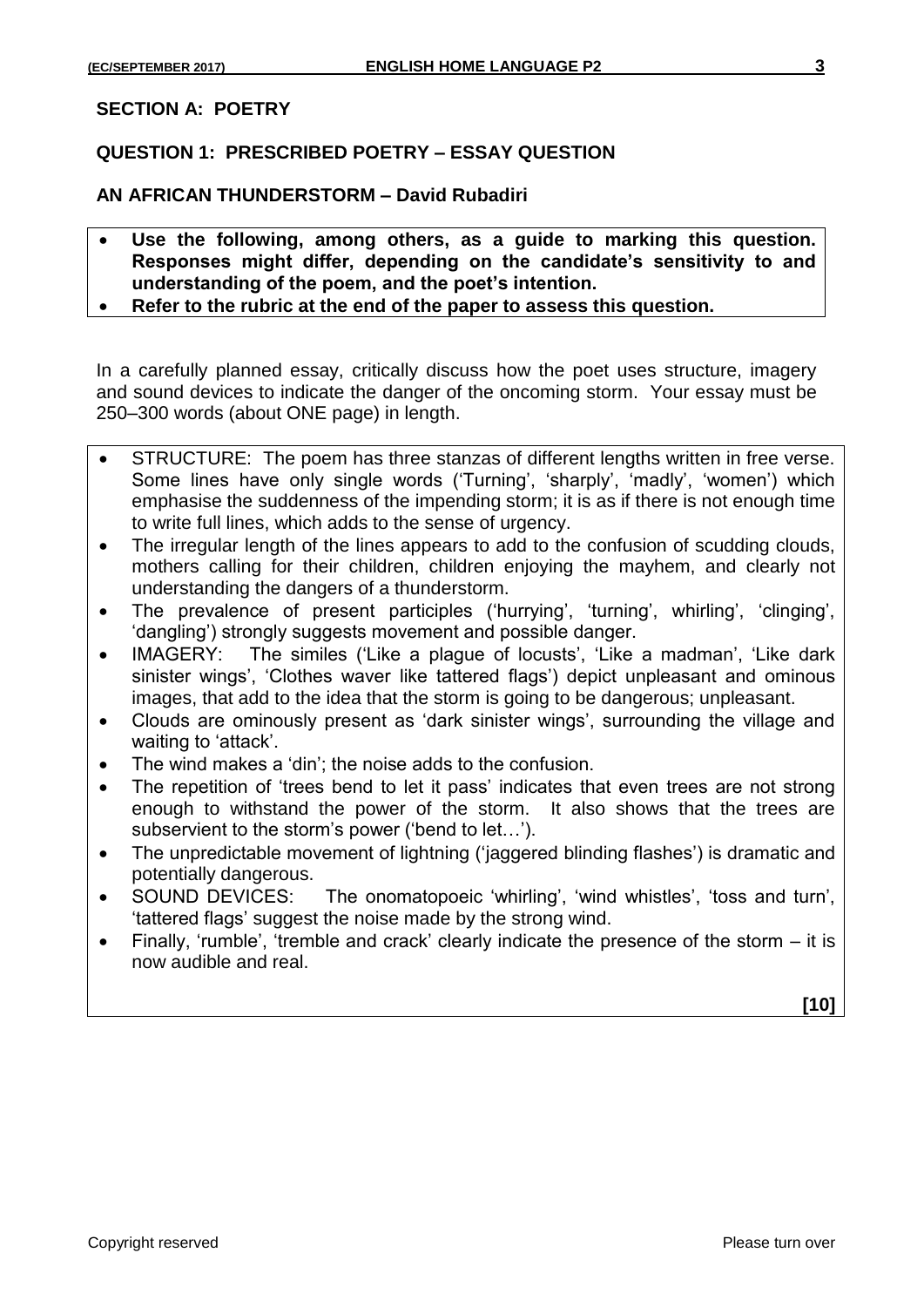## SECTION A: POETRY

### QUESTION 1: PRESCRIBED POETRY – ESSAY QUESTION

### AN AFRICAN THUNDERSTORM – David Rubadiri

- **Use the following, among others, as a guide to marking this question. Responses might differ, depending on the candidate's sensitivity to and understanding of the poem, and the poet's intention.**
- **Refer to the rubric at the end of the paper to assess this question.**

In a carefully planned essay, critically discuss how the poet uses structure, imagery and sound devices to indicate the danger of the oncoming storm. Your essay must be 250–300 words (about ONE page) in length.

- STRUCTURE: The poem has three stanzas of different lengths written in free verse. Some lines have only single words ('Turning', 'sharply', 'madly', 'women') which emphasise the suddenness of the impending storm; it is as if there is not enough time to write full lines, which adds to the sense of urgency.
- The irregular length of the lines appears to add to the confusion of scudding clouds, mothers calling for their children, children enjoying the mayhem, and clearly not understanding the dangers of a thunderstorm.
- The prevalence of present participles ('hurrying', 'turning', whirling', 'clinging', 'dangling') strongly suggests movement and possible danger.
- IMAGERY: The similes ('Like a plague of locusts', 'Like a madman', 'Like dark sinister wings', 'Clothes waver like tattered flags') depict unpleasant and ominous images, that add to the idea that the storm is going to be dangerous; unpleasant.
- Clouds are ominously present as 'dark sinister wings', surrounding the village and waiting to 'attack'.
- The wind makes a 'din'; the noise adds to the confusion.
- The repetition of 'trees bend to let it pass' indicates that even trees are not strong enough to withstand the power of the storm. It also shows that the trees are subservient to the storm's power ('bend to let…').
- The unpredictable movement of lightning ('jaggered blinding flashes') is dramatic and potentially dangerous.
- SOUND DEVICES: The onomatopoeic 'whirling', 'wind whistles', 'toss and turn', 'tattered flags' suggest the noise made by the strong wind.
- Finally, 'rumble', 'tremble and crack' clearly indicate the presence of the storm – it is now audible and real.

**[10]**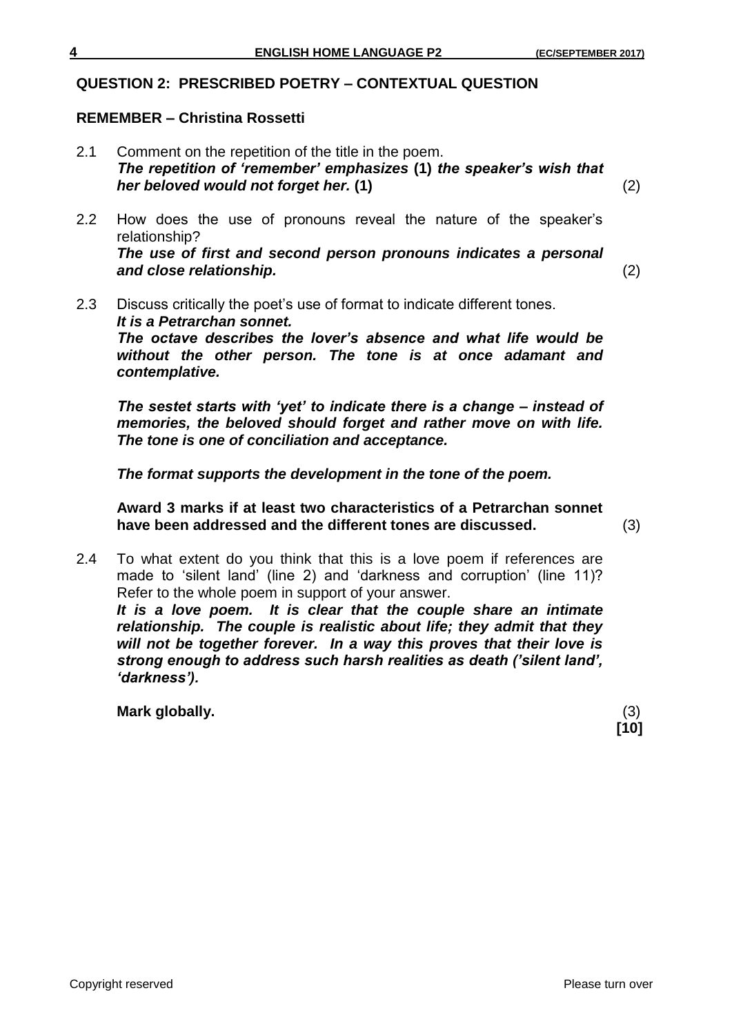## QUESTION 2: PRESCRIBED POETRY – CONTEXTUAL QUESTION

### REMEMBER – Christina Rossetti

2.1 Comment on the repetition of the title in the poem.
***The repetition of 'remember' emphasizes* (1) *the speaker's wish that her beloved would not forget her.* (1)** (2)

2.2 How does the use of pronouns reveal the nature of the speaker's relationship?
***The use of first and second person pronouns indicates a personal and close relationship.*** (2)

2.3 Discuss critically the poet's use of format to indicate different tones.
***It is a Petrarchan sonnet.***
***The octave describes the lover's absence and what life would be without the other person. The tone is at once adamant and contemplative.***

***The sestet starts with 'yet' to indicate there is a change – instead of memories, the beloved should forget and rather move on with life. The tone is one of conciliation and acceptance.***

***The format supports the development in the tone of the poem.***

**Award 3 marks if at least two characteristics of a Petrarchan sonnet have been addressed and the different tones are discussed.** (3)

2.4 To what extent do you think that this is a love poem if references are made to 'silent land' (line 2) and 'darkness and corruption' (line 11)? Refer to the whole poem in support of your answer.
***It is a love poem. It is clear that the couple share an intimate relationship. The couple is realistic about life; they admit that they will not be together forever. In a way this proves that their love is strong enough to address such harsh realities as death ('silent land', 'darkness').***

**Mark globally.** (3)
**[10]**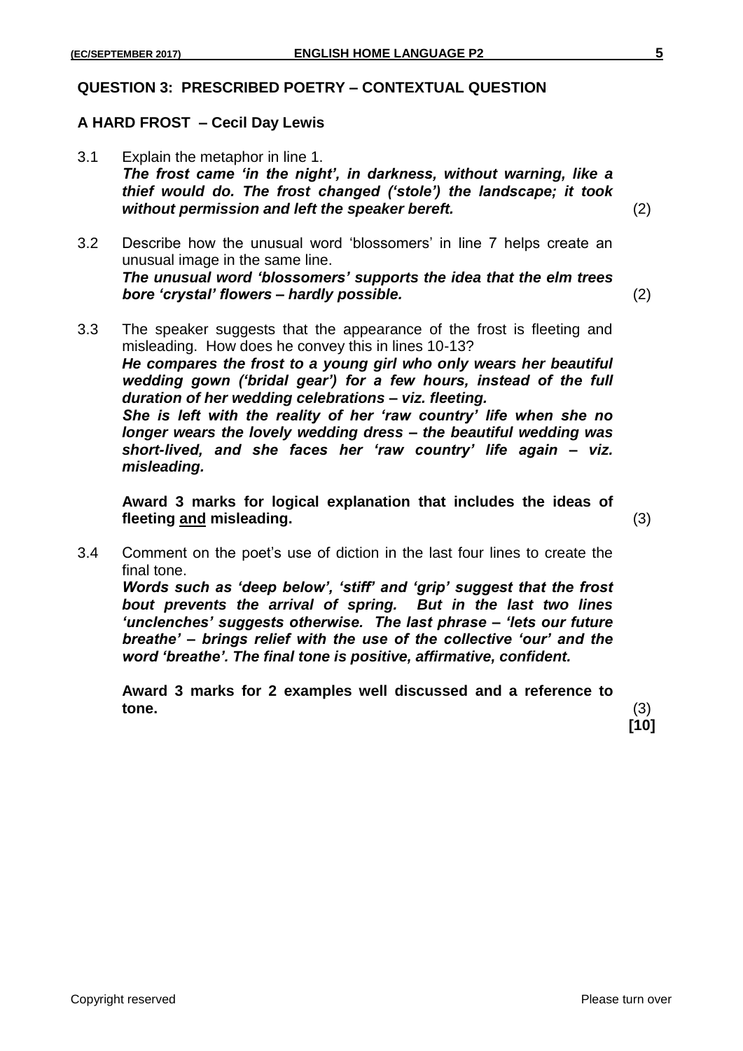## QUESTION 3: PRESCRIBED POETRY – CONTEXTUAL QUESTION

### A HARD FROST – Cecil Day Lewis

3.1 Explain the metaphor in line 1.

***The frost came 'in the night', in darkness, without warning, like a thief would do. The frost changed ('stole') the landscape; it took without permission and left the speaker bereft.*** (2)

3.2 Describe how the unusual word 'blossomers' in line 7 helps create an unusual image in the same line.

***The unusual word 'blossomers' supports the idea that the elm trees bore 'crystal' flowers – hardly possible.*** (2)

3.3 The speaker suggests that the appearance of the frost is fleeting and misleading. How does he convey this in lines 10-13?

***He compares the frost to a young girl who only wears her beautiful wedding gown ('bridal gear') for a few hours, instead of the full duration of her wedding celebrations – viz. fleeting.***

***She is left with the reality of her 'raw country' life when she no longer wears the lovely wedding dress – the beautiful wedding was short-lived, and she faces her 'raw country' life again – viz. misleading.***

**Award 3 marks for logical explanation that includes the ideas of fleeting and misleading.** (3)

3.4 Comment on the poet's use of diction in the last four lines to create the final tone.

***Words such as 'deep below', 'stiff' and 'grip' suggest that the frost bout prevents the arrival of spring. But in the last two lines 'unclenches' suggests otherwise. The last phrase – 'lets our future breathe' – brings relief with the use of the collective 'our' and the word 'breathe'. The final tone is positive, affirmative, confident.***

**Award 3 marks for 2 examples well discussed and a reference to tone.** (3)

**[10]**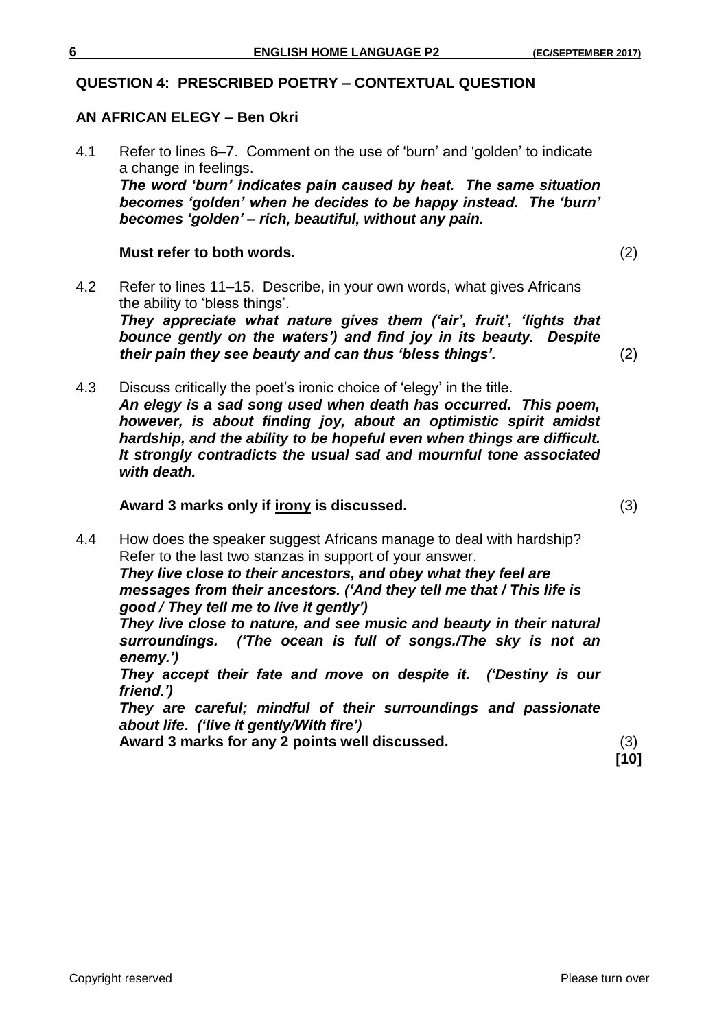## QUESTION 4: PRESCRIBED POETRY – CONTEXTUAL QUESTION

### AN AFRICAN ELEGY – Ben Okri

4.1 Refer to lines 6–7. Comment on the use of 'burn' and 'golden' to indicate a change in feelings.

***The word 'burn' indicates pain caused by heat. The same situation becomes 'golden' when he decides to be happy instead. The 'burn' becomes 'golden' – rich, beautiful, without any pain.***

**Must refer to both words.** (2)

4.2 Refer to lines 11–15. Describe, in your own words, what gives Africans the ability to 'bless things'.

***They appreciate what nature gives them ('air', fruit', 'lights that bounce gently on the waters') and find joy in its beauty. Despite their pain they see beauty and can thus 'bless things'.*** (2)

4.3 Discuss critically the poet's ironic choice of 'elegy' in the title.

***An elegy is a sad song used when death has occurred. This poem, however, is about finding joy, about an optimistic spirit amidst hardship, and the ability to be hopeful even when things are difficult. It strongly contradicts the usual sad and mournful tone associated with death.***

**Award 3 marks only if <u>irony</u> is discussed.** (3)

4.4 How does the speaker suggest Africans manage to deal with hardship? Refer to the last two stanzas in support of your answer.

***They live close to their ancestors, and obey what they feel are messages from their ancestors. ('And they tell me that / This life is good / They tell me to live it gently')***

***They live close to nature, and see music and beauty in their natural surroundings. ('The ocean is full of songs./The sky is not an enemy.')***

***They accept their fate and move on despite it. ('Destiny is our friend.')***

***They are careful; mindful of their surroundings and passionate about life. ('live it gently/With fire')***

**Award 3 marks for any 2 points well discussed.** (3)

**[10]**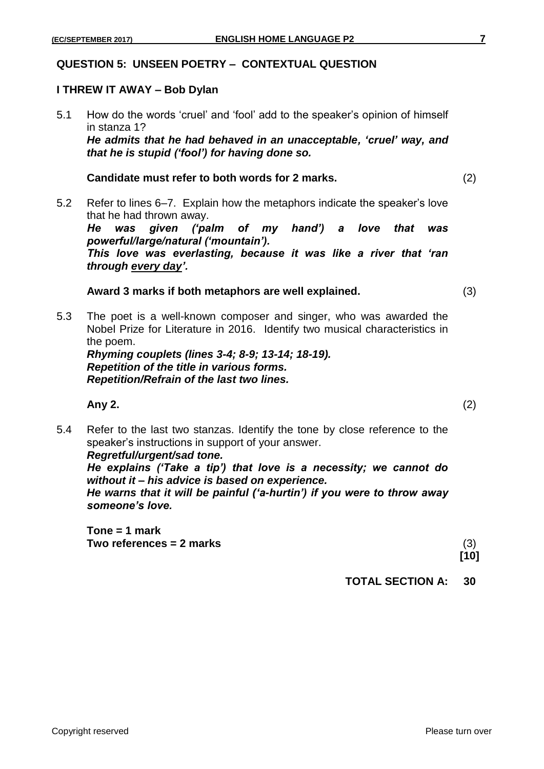## QUESTION 5: UNSEEN POETRY – CONTEXTUAL QUESTION

### I THREW IT AWAY – Bob Dylan

5.1 How do the words 'cruel' and 'fool' add to the speaker's opinion of himself in stanza 1?

***He admits that he had behaved in an unacceptable, 'cruel' way, and that he is stupid ('fool') for having done so.***

**Candidate must refer to both words for 2 marks.** (2)

5.2 Refer to lines 6–7. Explain how the metaphors indicate the speaker's love that he had thrown away.

***He was given ('palm of my hand') a love that was powerful/large/natural ('mountain').***
***This love was everlasting, because it was like a river that 'ran through every day'.***

**Award 3 marks if both metaphors are well explained.** (3)

5.3 The poet is a well-known composer and singer, who was awarded the Nobel Prize for Literature in 2016. Identify two musical characteristics in the poem.

***Rhyming couplets (lines 3-4; 8-9; 13-14; 18-19).***
***Repetition of the title in various forms.***
***Repetition/Refrain of the last two lines.***

**Any 2.** (2)

5.4 Refer to the last two stanzas. Identify the tone by close reference to the speaker's instructions in support of your answer.

***Regretful/urgent/sad tone.***
***He explains ('Take a tip') that love is a necessity; we cannot do without it – his advice is based on experience.***
***He warns that it will be painful ('a-hurtin') if you were to throw away someone's love.***

**Tone = 1 mark**
**Two references = 2 marks** (3)

**[10]**

**TOTAL SECTION A: 30**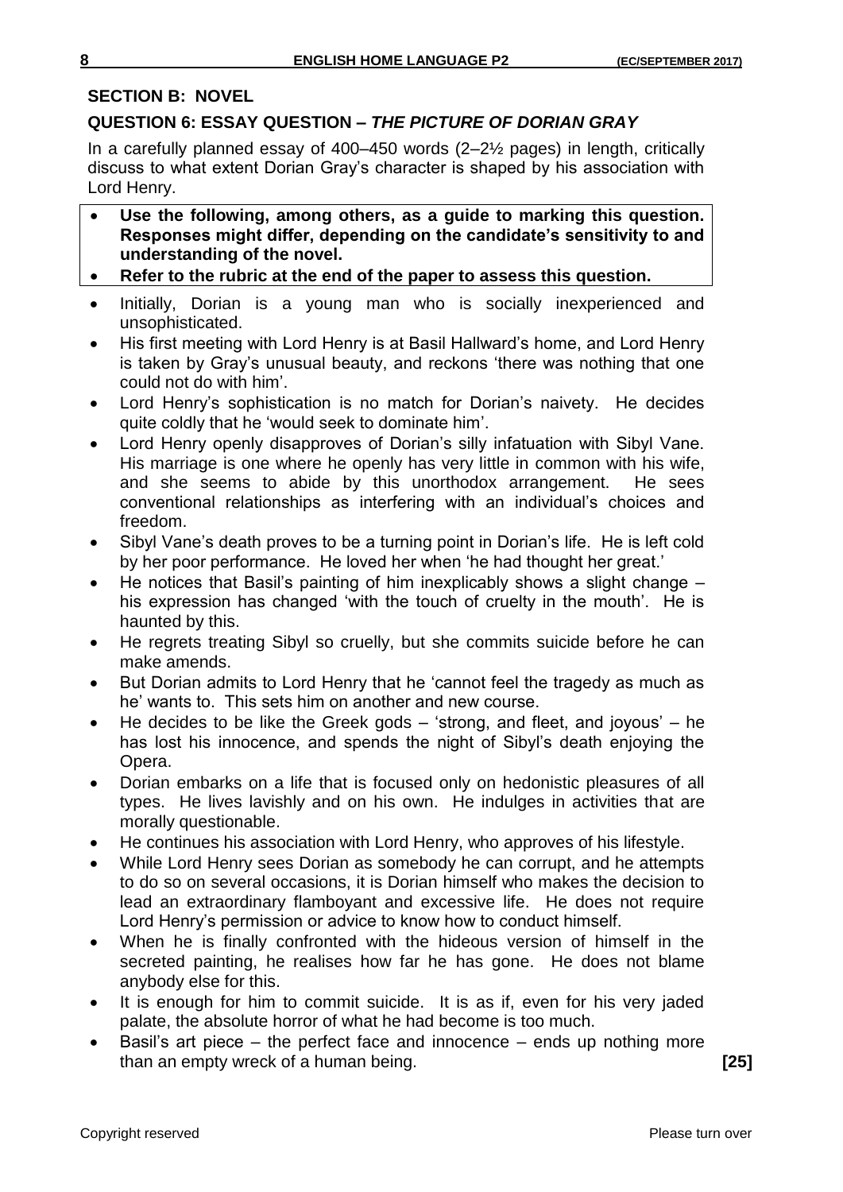## SECTION B: NOVEL

### QUESTION 6: ESSAY QUESTION – *THE PICTURE OF DORIAN GRAY*

In a carefully planned essay of 400–450 words (2–2½ pages) in length, critically discuss to what extent Dorian Gray's character is shaped by his association with Lord Henry.

- **Use the following, among others, as a guide to marking this question. Responses might differ, depending on the candidate's sensitivity to and understanding of the novel.**
- **Refer to the rubric at the end of the paper to assess this question.**

- Initially, Dorian is a young man who is socially inexperienced and unsophisticated.
- His first meeting with Lord Henry is at Basil Hallward's home, and Lord Henry is taken by Gray's unusual beauty, and reckons 'there was nothing that one could not do with him'.
- Lord Henry's sophistication is no match for Dorian's naivety. He decides quite coldly that he 'would seek to dominate him'.
- Lord Henry openly disapproves of Dorian's silly infatuation with Sibyl Vane. His marriage is one where he openly has very little in common with his wife, and she seems to abide by this unorthodox arrangement. He sees conventional relationships as interfering with an individual's choices and freedom.
- Sibyl Vane's death proves to be a turning point in Dorian's life. He is left cold by her poor performance. He loved her when 'he had thought her great.'
- He notices that Basil's painting of him inexplicably shows a slight change – his expression has changed 'with the touch of cruelty in the mouth'. He is haunted by this.
- He regrets treating Sibyl so cruelly, but she commits suicide before he can make amends.
- But Dorian admits to Lord Henry that he 'cannot feel the tragedy as much as he' wants to. This sets him on another and new course.
- He decides to be like the Greek gods – 'strong, and fleet, and joyous' – he has lost his innocence, and spends the night of Sibyl's death enjoying the Opera.
- Dorian embarks on a life that is focused only on hedonistic pleasures of all types. He lives lavishly and on his own. He indulges in activities that are morally questionable.
- He continues his association with Lord Henry, who approves of his lifestyle.
- While Lord Henry sees Dorian as somebody he can corrupt, and he attempts to do so on several occasions, it is Dorian himself who makes the decision to lead an extraordinary flamboyant and excessive life. He does not require Lord Henry's permission or advice to know how to conduct himself.
- When he is finally confronted with the hideous version of himself in the secreted painting, he realises how far he has gone. He does not blame anybody else for this.
- It is enough for him to commit suicide. It is as if, even for his very jaded palate, the absolute horror of what he had become is too much.
- Basil's art piece – the perfect face and innocence – ends up nothing more than an empty wreck of a human being. **[25]**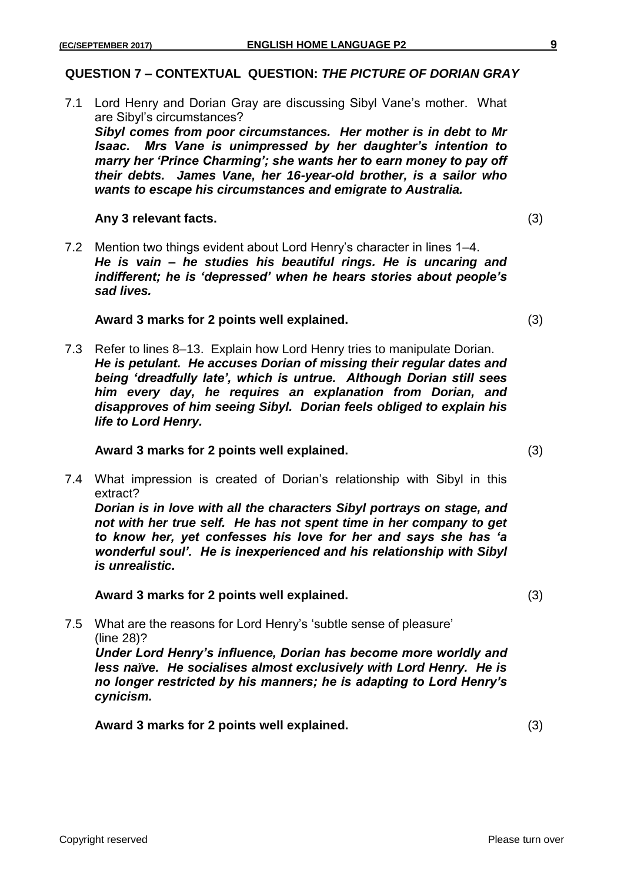## QUESTION 7 – CONTEXTUAL QUESTION: *THE PICTURE OF DORIAN GRAY*

7.1 Lord Henry and Dorian Gray are discussing Sibyl Vane's mother. What are Sibyl's circumstances?

***Sibyl comes from poor circumstances. Her mother is in debt to Mr Isaac. Mrs Vane is unimpressed by her daughter's intention to marry her 'Prince Charming'; she wants her to earn money to pay off their debts. James Vane, her 16-year-old brother, is a sailor who wants to escape his circumstances and emigrate to Australia.***

**Any 3 relevant facts.** (3)

7.2 Mention two things evident about Lord Henry's character in lines 1–4.

***He is vain – he studies his beautiful rings. He is uncaring and indifferent; he is 'depressed' when he hears stories about people's sad lives.***

**Award 3 marks for 2 points well explained.** (3)

7.3 Refer to lines 8–13. Explain how Lord Henry tries to manipulate Dorian.

***He is petulant. He accuses Dorian of missing their regular dates and being 'dreadfully late', which is untrue. Although Dorian still sees him every day, he requires an explanation from Dorian, and disapproves of him seeing Sibyl. Dorian feels obliged to explain his life to Lord Henry.***

**Award 3 marks for 2 points well explained.** (3)

7.4 What impression is created of Dorian's relationship with Sibyl in this extract?

***Dorian is in love with all the characters Sibyl portrays on stage, and not with her true self. He has not spent time in her company to get to know her, yet confesses his love for her and says she has 'a wonderful soul'. He is inexperienced and his relationship with Sibyl is unrealistic.***

**Award 3 marks for 2 points well explained.** (3)

7.5 What are the reasons for Lord Henry's 'subtle sense of pleasure' (line 28)?

***Under Lord Henry's influence, Dorian has become more worldly and less naïve. He socialises almost exclusively with Lord Henry. He is no longer restricted by his manners; he is adapting to Lord Henry's cynicism.***

**Award 3 marks for 2 points well explained.** (3)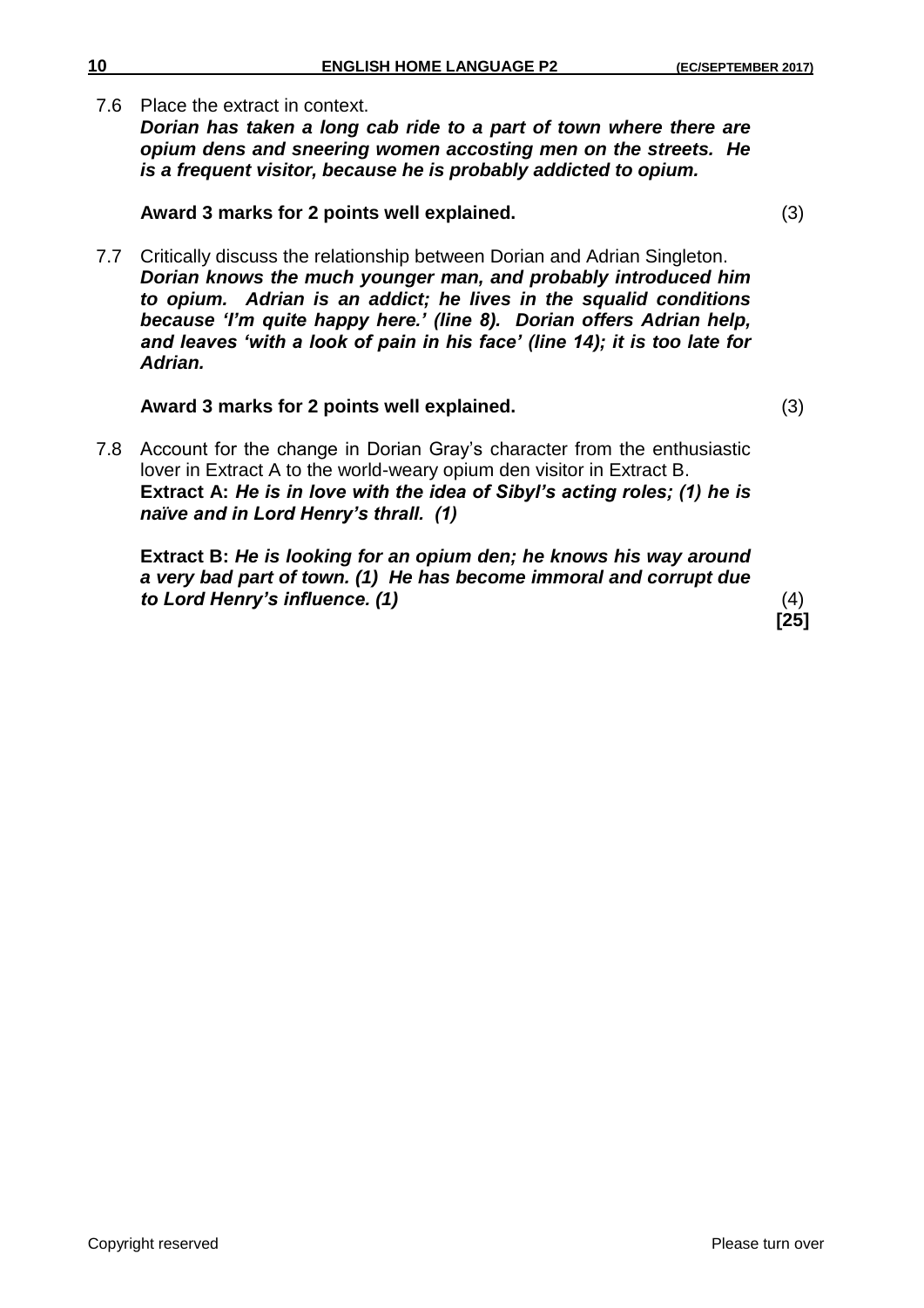7.6 Place the extract in context.
***Dorian has taken a long cab ride to a part of town where there are opium dens and sneering women accosting men on the streets. He is a frequent visitor, because he is probably addicted to opium.***

**Award 3 marks for 2 points well explained.** (3)

7.7 Critically discuss the relationship between Dorian and Adrian Singleton.
***Dorian knows the much younger man, and probably introduced him to opium. Adrian is an addict; he lives in the squalid conditions because 'I'm quite happy here.' (line 8). Dorian offers Adrian help, and leaves 'with a look of pain in his face' (line 14); it is too late for Adrian.***

**Award 3 marks for 2 points well explained.** (3)

7.8 Account for the change in Dorian Gray's character from the enthusiastic lover in Extract A to the world-weary opium den visitor in Extract B.
**Extract A:** ***He is in love with the idea of Sibyl's acting roles; (1) he is naïve and in Lord Henry's thrall. (1)***

**Extract B:** ***He is looking for an opium den; he knows his way around a very bad part of town. (1) He has become immoral and corrupt due to Lord Henry's influence. (1)*** (4)

**[25]**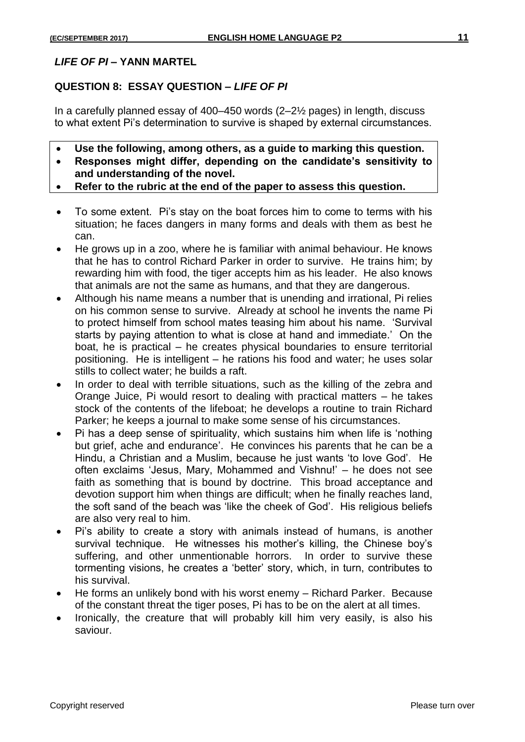## *LIFE OF PI* – YANN MARTEL

### QUESTION 8: ESSAY QUESTION – *LIFE OF PI*

In a carefully planned essay of 400–450 words (2–2½ pages) in length, discuss to what extent Pi's determination to survive is shaped by external circumstances.

- **Use the following, among others, as a guide to marking this question.**
- **Responses might differ, depending on the candidate's sensitivity to and understanding of the novel.**
- **Refer to the rubric at the end of the paper to assess this question.**

- To some extent. Pi's stay on the boat forces him to come to terms with his situation; he faces dangers in many forms and deals with them as best he can.
- He grows up in a zoo, where he is familiar with animal behaviour. He knows that he has to control Richard Parker in order to survive. He trains him; by rewarding him with food, the tiger accepts him as his leader. He also knows that animals are not the same as humans, and that they are dangerous.
- Although his name means a number that is unending and irrational, Pi relies on his common sense to survive. Already at school he invents the name Pi to protect himself from school mates teasing him about his name. 'Survival starts by paying attention to what is close at hand and immediate.' On the boat, he is practical – he creates physical boundaries to ensure territorial positioning. He is intelligent – he rations his food and water; he uses solar stills to collect water; he builds a raft.
- In order to deal with terrible situations, such as the killing of the zebra and Orange Juice, Pi would resort to dealing with practical matters – he takes stock of the contents of the lifeboat; he develops a routine to train Richard Parker; he keeps a journal to make some sense of his circumstances.
- Pi has a deep sense of spirituality, which sustains him when life is 'nothing but grief, ache and endurance'. He convinces his parents that he can be a Hindu, a Christian and a Muslim, because he just wants 'to love God'. He often exclaims 'Jesus, Mary, Mohammed and Vishnu!' – he does not see faith as something that is bound by doctrine. This broad acceptance and devotion support him when things are difficult; when he finally reaches land, the soft sand of the beach was 'like the cheek of God'. His religious beliefs are also very real to him.
- Pi's ability to create a story with animals instead of humans, is another survival technique. He witnesses his mother's killing, the Chinese boy's suffering, and other unmentionable horrors. In order to survive these tormenting visions, he creates a 'better' story, which, in turn, contributes to his survival.
- He forms an unlikely bond with his worst enemy – Richard Parker. Because of the constant threat the tiger poses, Pi has to be on the alert at all times.
- Ironically, the creature that will probably kill him very easily, is also his saviour.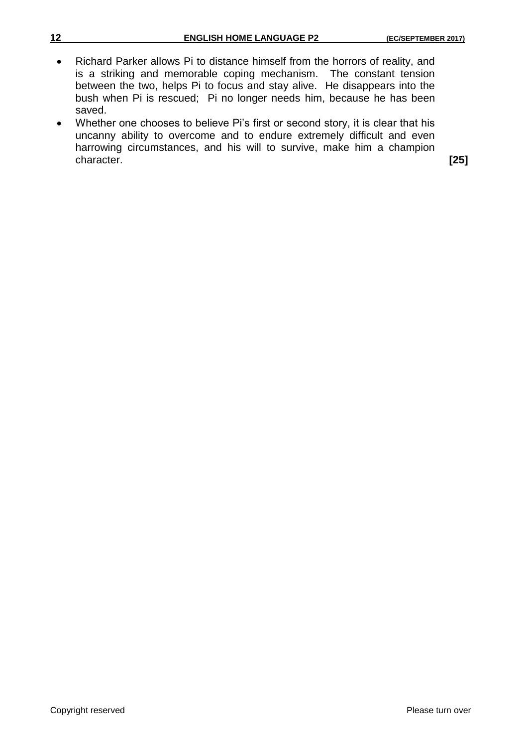- Richard Parker allows Pi to distance himself from the horrors of reality, and is a striking and memorable coping mechanism. The constant tension between the two, helps Pi to focus and stay alive. He disappears into the bush when Pi is rescued; Pi no longer needs him, because he has been saved.
- Whether one chooses to believe Pi's first or second story, it is clear that his uncanny ability to overcome and to endure extremely difficult and even harrowing circumstances, and his will to survive, make him a champion character. **[25]**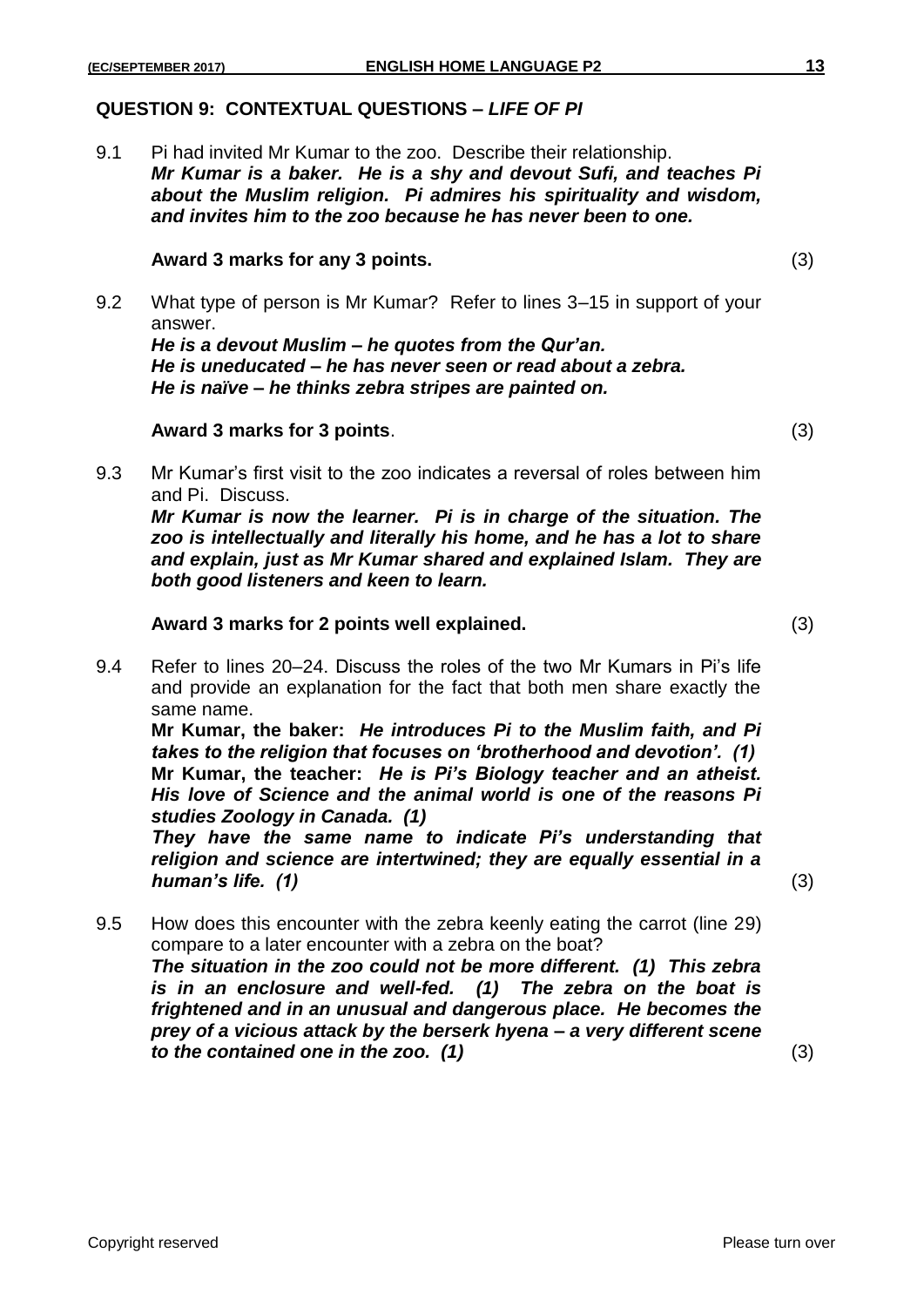## QUESTION 9: CONTEXTUAL QUESTIONS – *LIFE OF PI*

9.1 Pi had invited Mr Kumar to the zoo. Describe their relationship.
***Mr Kumar is a baker. He is a shy and devout Sufi, and teaches Pi about the Muslim religion. Pi admires his spirituality and wisdom, and invites him to the zoo because he has never been to one.***

**Award 3 marks for any 3 points.** (3)

9.2 What type of person is Mr Kumar? Refer to lines 3–15 in support of your answer.
***He is a devout Muslim – he quotes from the Qur'an.***
***He is uneducated – he has never seen or read about a zebra.***
***He is naïve – he thinks zebra stripes are painted on.***

**Award 3 marks for 3 points**. (3)

9.3 Mr Kumar's first visit to the zoo indicates a reversal of roles between him and Pi. Discuss.
***Mr Kumar is now the learner. Pi is in charge of the situation. The zoo is intellectually and literally his home, and he has a lot to share and explain, just as Mr Kumar shared and explained Islam. They are both good listeners and keen to learn.***

**Award 3 marks for 2 points well explained.** (3)

9.4 Refer to lines 20–24. Discuss the roles of the two Mr Kumars in Pi's life and provide an explanation for the fact that both men share exactly the same name.
**Mr Kumar, the baker:** ***He introduces Pi to the Muslim faith, and Pi takes to the religion that focuses on 'brotherhood and devotion'. (1)***
**Mr Kumar, the teacher:** ***He is Pi's Biology teacher and an atheist. His love of Science and the animal world is one of the reasons Pi studies Zoology in Canada. (1)***
***They have the same name to indicate Pi's understanding that religion and science are intertwined; they are equally essential in a human's life. (1)*** (3)

9.5 How does this encounter with the zebra keenly eating the carrot (line 29) compare to a later encounter with a zebra on the boat?
***The situation in the zoo could not be more different. (1) This zebra is in an enclosure and well-fed. (1) The zebra on the boat is frightened and in an unusual and dangerous place. He becomes the prey of a vicious attack by the berserk hyena – a very different scene to the contained one in the zoo. (1)*** (3)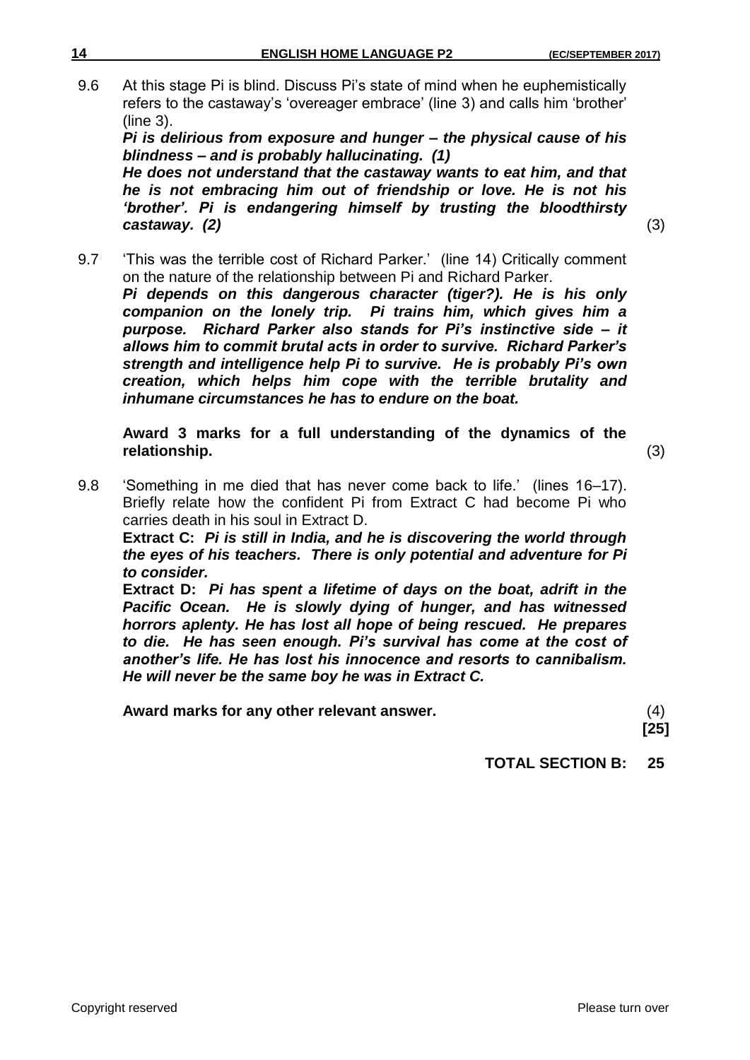9.6 At this stage Pi is blind. Discuss Pi's state of mind when he euphemistically refers to the castaway's 'overeager embrace' (line 3) and calls him 'brother' (line 3).

***Pi is delirious from exposure and hunger – the physical cause of his blindness – and is probably hallucinating. (1)***

***He does not understand that the castaway wants to eat him, and that he is not embracing him out of friendship or love. He is not his 'brother'. Pi is endangering himself by trusting the bloodthirsty castaway. (2)*** (3)

9.7 'This was the terrible cost of Richard Parker.' (line 14) Critically comment on the nature of the relationship between Pi and Richard Parker.

***Pi depends on this dangerous character (tiger?). He is his only companion on the lonely trip. Pi trains him, which gives him a purpose. Richard Parker also stands for Pi's instinctive side – it allows him to commit brutal acts in order to survive. Richard Parker's strength and intelligence help Pi to survive. He is probably Pi's own creation, which helps him cope with the terrible brutality and inhumane circumstances he has to endure on the boat.***

**Award 3 marks for a full understanding of the dynamics of the relationship.** (3)

9.8 'Something in me died that has never come back to life.' (lines 16–17). Briefly relate how the confident Pi from Extract C had become Pi who carries death in his soul in Extract D.

**Extract C:** ***Pi is still in India, and he is discovering the world through the eyes of his teachers. There is only potential and adventure for Pi to consider.***

**Extract D:** ***Pi has spent a lifetime of days on the boat, adrift in the Pacific Ocean. He is slowly dying of hunger, and has witnessed horrors aplenty. He has lost all hope of being rescued. He prepares to die. He has seen enough. Pi's survival has come at the cost of another's life. He has lost his innocence and resorts to cannibalism. He will never be the same boy he was in Extract C.***

**Award marks for any other relevant answer.** (4)

**[25]**

**TOTAL SECTION B: 25**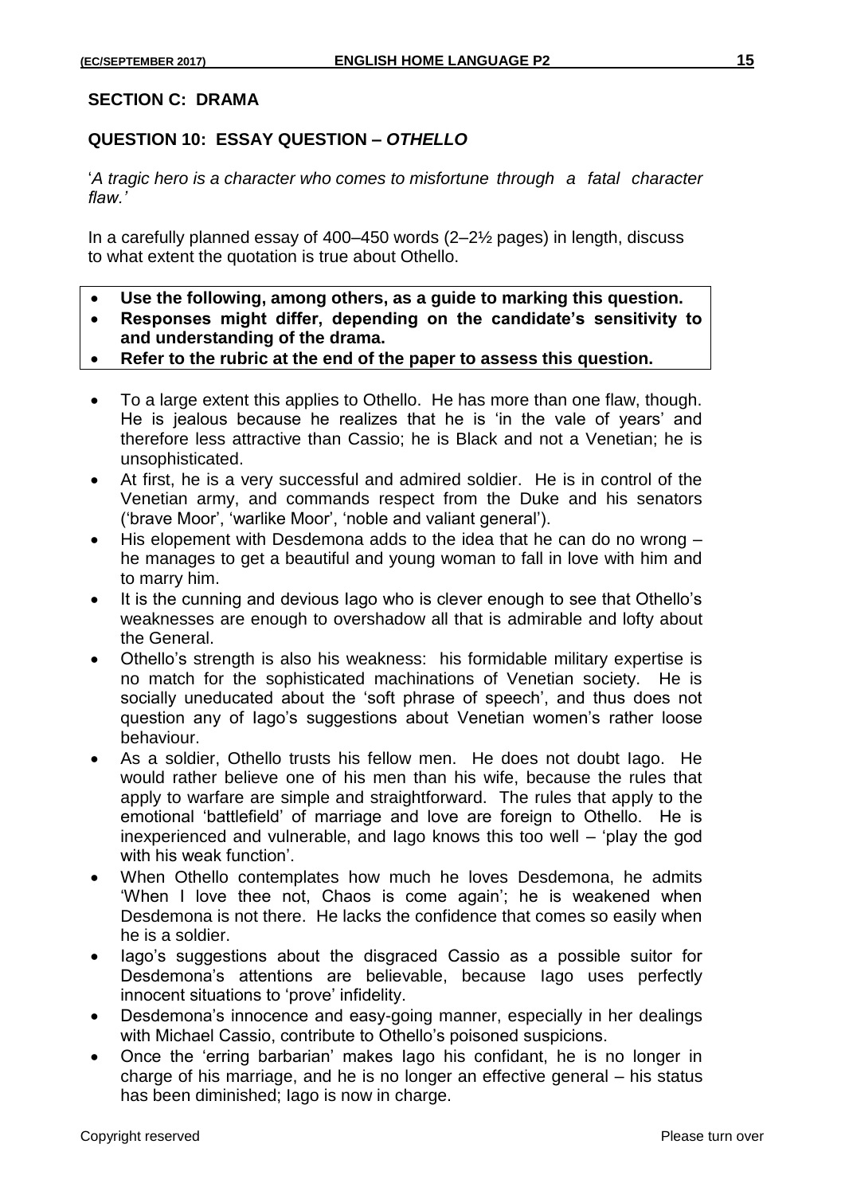## SECTION C: DRAMA

### QUESTION 10: ESSAY QUESTION – *OTHELLO*

'*A tragic hero is a character who comes to misfortune through a fatal character flaw.'*

In a carefully planned essay of 400–450 words (2–2½ pages) in length, discuss to what extent the quotation is true about Othello.

- **Use the following, among others, as a guide to marking this question.**
- **Responses might differ, depending on the candidate's sensitivity to and understanding of the drama.**
- **Refer to the rubric at the end of the paper to assess this question.**

- To a large extent this applies to Othello. He has more than one flaw, though. He is jealous because he realizes that he is 'in the vale of years' and therefore less attractive than Cassio; he is Black and not a Venetian; he is unsophisticated.
- At first, he is a very successful and admired soldier. He is in control of the Venetian army, and commands respect from the Duke and his senators ('brave Moor', 'warlike Moor', 'noble and valiant general').
- His elopement with Desdemona adds to the idea that he can do no wrong – he manages to get a beautiful and young woman to fall in love with him and to marry him.
- It is the cunning and devious Iago who is clever enough to see that Othello's weaknesses are enough to overshadow all that is admirable and lofty about the General.
- Othello's strength is also his weakness: his formidable military expertise is no match for the sophisticated machinations of Venetian society. He is socially uneducated about the 'soft phrase of speech', and thus does not question any of Iago's suggestions about Venetian women's rather loose behaviour.
- As a soldier, Othello trusts his fellow men. He does not doubt Iago. He would rather believe one of his men than his wife, because the rules that apply to warfare are simple and straightforward. The rules that apply to the emotional 'battlefield' of marriage and love are foreign to Othello. He is inexperienced and vulnerable, and Iago knows this too well – 'play the god with his weak function'.
- When Othello contemplates how much he loves Desdemona, he admits 'When I love thee not, Chaos is come again'; he is weakened when Desdemona is not there. He lacks the confidence that comes so easily when he is a soldier.
- Iago's suggestions about the disgraced Cassio as a possible suitor for Desdemona's attentions are believable, because Iago uses perfectly innocent situations to 'prove' infidelity.
- Desdemona's innocence and easy-going manner, especially in her dealings with Michael Cassio, contribute to Othello's poisoned suspicions.
- Once the 'erring barbarian' makes Iago his confidant, he is no longer in charge of his marriage, and he is no longer an effective general – his status has been diminished; Iago is now in charge.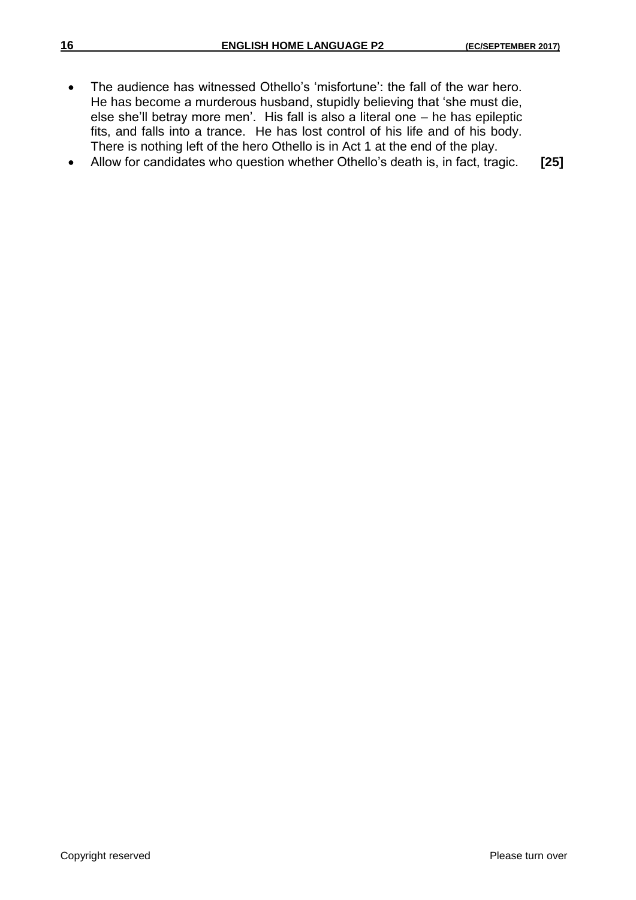- The audience has witnessed Othello's 'misfortune': the fall of the war hero. He has become a murderous husband, stupidly believing that 'she must die, else she'll betray more men'. His fall is also a literal one – he has epileptic fits, and falls into a trance. He has lost control of his life and of his body. There is nothing left of the hero Othello is in Act 1 at the end of the play.
- Allow for candidates who question whether Othello's death is, in fact, tragic. **[25]**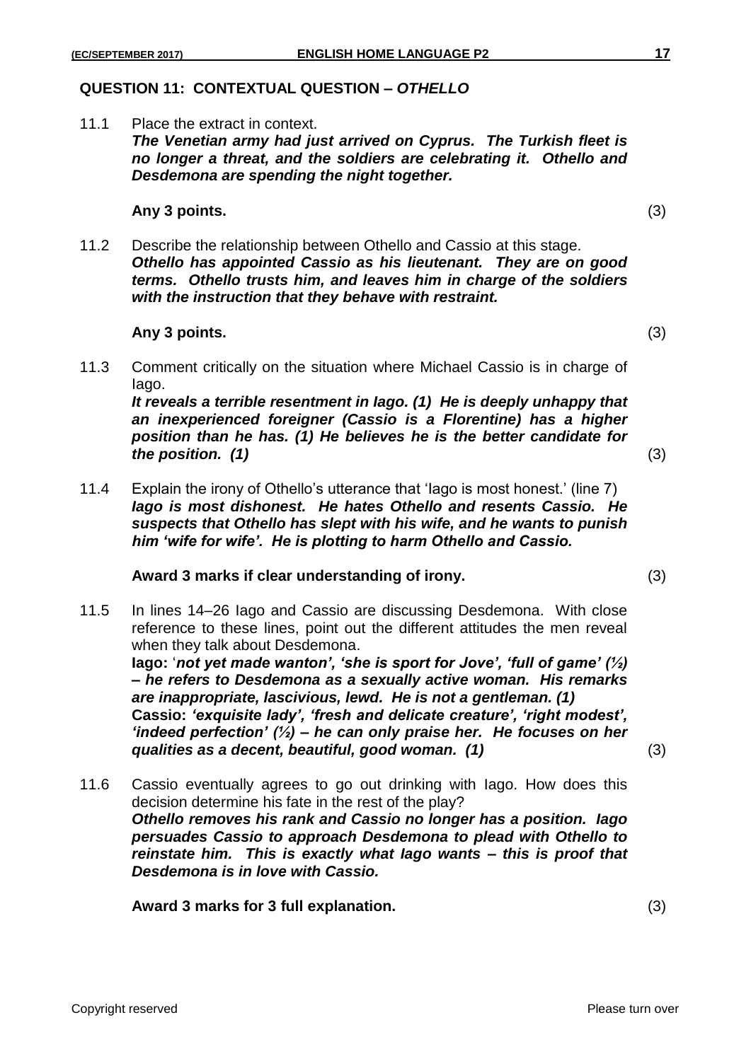## QUESTION 11: CONTEXTUAL QUESTION – *OTHELLO*

11.1 Place the extract in context.
***The Venetian army had just arrived on Cyprus. The Turkish fleet is no longer a threat, and the soldiers are celebrating it. Othello and Desdemona are spending the night together.***

**Any 3 points.** (3)

11.2 Describe the relationship between Othello and Cassio at this stage.
***Othello has appointed Cassio as his lieutenant. They are on good terms. Othello trusts him, and leaves him in charge of the soldiers with the instruction that they behave with restraint.***

**Any 3 points.** (3)

11.3 Comment critically on the situation where Michael Cassio is in charge of Iago.
***It reveals a terrible resentment in Iago. (1) He is deeply unhappy that an inexperienced foreigner (Cassio is a Florentine) has a higher position than he has. (1) He believes he is the better candidate for the position. (1)*** (3)

11.4 Explain the irony of Othello's utterance that 'Iago is most honest.' (line 7)
***Iago is most dishonest. He hates Othello and resents Cassio. He suspects that Othello has slept with his wife, and he wants to punish him 'wife for wife'. He is plotting to harm Othello and Cassio.***

**Award 3 marks if clear understanding of irony.** (3)

11.5 In lines 14–26 Iago and Cassio are discussing Desdemona. With close reference to these lines, point out the different attitudes the men reveal when they talk about Desdemona.
**Iago:** '***not yet made wanton', 'she is sport for Jove', 'full of game' (½) – he refers to Desdemona as a sexually active woman. His remarks are inappropriate, lascivious, lewd. He is not a gentleman. (1)***
**Cassio:** ***'exquisite lady', 'fresh and delicate creature', 'right modest', 'indeed perfection' (½) – he can only praise her. He focuses on her qualities as a decent, beautiful, good woman. (1)*** (3)

11.6 Cassio eventually agrees to go out drinking with Iago. How does this decision determine his fate in the rest of the play?
***Othello removes his rank and Cassio no longer has a position. Iago persuades Cassio to approach Desdemona to plead with Othello to reinstate him. This is exactly what Iago wants – this is proof that Desdemona is in love with Cassio.***

**Award 3 marks for 3 full explanation.** (3)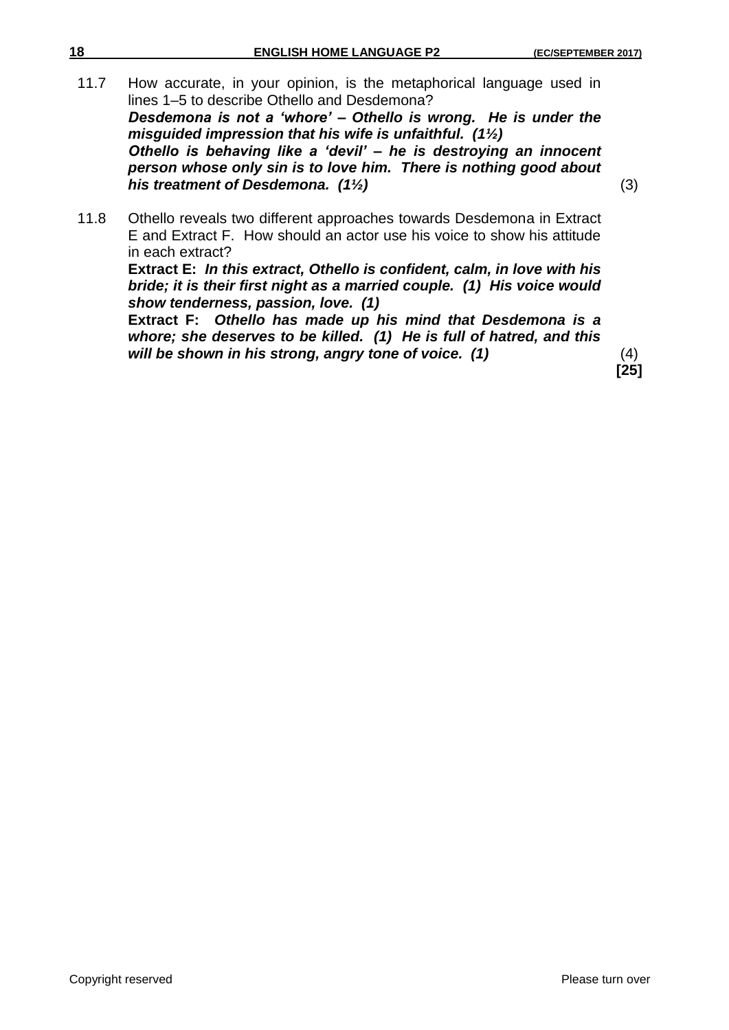11.7 How accurate, in your opinion, is the metaphorical language used in lines 1–5 to describe Othello and Desdemona?

***Desdemona is not a 'whore' – Othello is wrong. He is under the misguided impression that his wife is unfaithful. (1½)***

***Othello is behaving like a 'devil' – he is destroying an innocent person whose only sin is to love him. There is nothing good about his treatment of Desdemona. (1½)*** (3)

11.8 Othello reveals two different approaches towards Desdemona in Extract E and Extract F. How should an actor use his voice to show his attitude in each extract?

**Extract E:** ***In this extract, Othello is confident, calm, in love with his bride; it is their first night as a married couple. (1) His voice would show tenderness, passion, love. (1)***

**Extract F:** ***Othello has made up his mind that Desdemona is a whore; she deserves to be killed. (1) He is full of hatred, and this will be shown in his strong, angry tone of voice. (1)*** (4)

**[25]**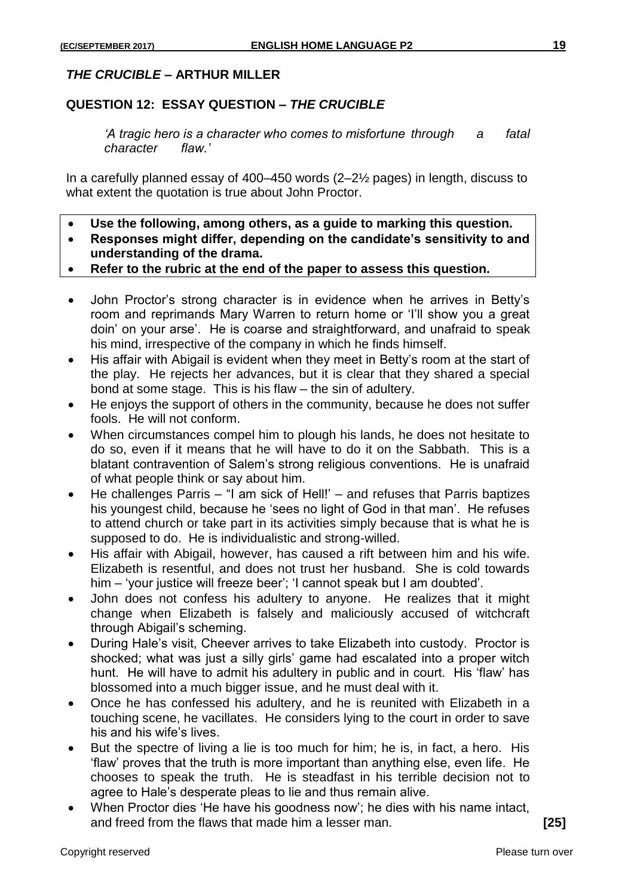## *THE CRUCIBLE* – ARTHUR MILLER

### QUESTION 12: ESSAY QUESTION – *THE CRUCIBLE*

*'A tragic hero is a character who comes to misfortune through a fatal character flaw.'*

In a carefully planned essay of 400–450 words (2–2½ pages) in length, discuss to what extent the quotation is true about John Proctor.

- **Use the following, among others, as a guide to marking this question.**
- **Responses might differ, depending on the candidate's sensitivity to and understanding of the drama.**
- **Refer to the rubric at the end of the paper to assess this question.**

- John Proctor's strong character is in evidence when he arrives in Betty's room and reprimands Mary Warren to return home or 'I'll show you a great doin' on your arse'. He is coarse and straightforward, and unafraid to speak his mind, irrespective of the company in which he finds himself.
- His affair with Abigail is evident when they meet in Betty's room at the start of the play. He rejects her advances, but it is clear that they shared a special bond at some stage. This is his flaw – the sin of adultery.
- He enjoys the support of others in the community, because he does not suffer fools. He will not conform.
- When circumstances compel him to plough his lands, he does not hesitate to do so, even if it means that he will have to do it on the Sabbath. This is a blatant contravention of Salem's strong religious conventions. He is unafraid of what people think or say about him.
- He challenges Parris – "I am sick of Hell!' – and refuses that Parris baptizes his youngest child, because he 'sees no light of God in that man'. He refuses to attend church or take part in its activities simply because that is what he is supposed to do. He is individualistic and strong-willed.
- His affair with Abigail, however, has caused a rift between him and his wife. Elizabeth is resentful, and does not trust her husband. She is cold towards him – 'your justice will freeze beer'; 'I cannot speak but I am doubted'.
- John does not confess his adultery to anyone. He realizes that it might change when Elizabeth is falsely and maliciously accused of witchcraft through Abigail's scheming.
- During Hale's visit, Cheever arrives to take Elizabeth into custody. Proctor is shocked; what was just a silly girls' game had escalated into a proper witch hunt. He will have to admit his adultery in public and in court. His 'flaw' has blossomed into a much bigger issue, and he must deal with it.
- Once he has confessed his adultery, and he is reunited with Elizabeth in a touching scene, he vacillates. He considers lying to the court in order to save his and his wife's lives.
- But the spectre of living a lie is too much for him; he is, in fact, a hero. His 'flaw' proves that the truth is more important than anything else, even life. He chooses to speak the truth. He is steadfast in his terrible decision not to agree to Hale's desperate pleas to lie and thus remain alive.
- When Proctor dies 'He have his goodness now'; he dies with his name intact, and freed from the flaws that made him a lesser man. **[25]**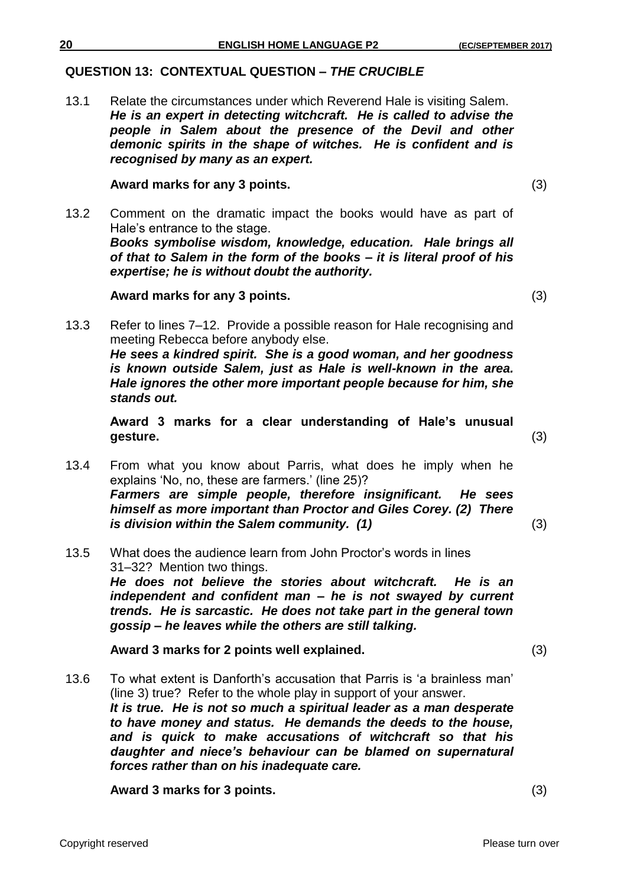## QUESTION 13: CONTEXTUAL QUESTION – *THE CRUCIBLE*

13.1 Relate the circumstances under which Reverend Hale is visiting Salem.
***He is an expert in detecting witchcraft. He is called to advise the people in Salem about the presence of the Devil and other demonic spirits in the shape of witches. He is confident and is recognised by many as an expert.***

**Award marks for any 3 points.** (3)

13.2 Comment on the dramatic impact the books would have as part of Hale's entrance to the stage.
***Books symbolise wisdom, knowledge, education. Hale brings all of that to Salem in the form of the books – it is literal proof of his expertise; he is without doubt the authority.***

**Award marks for any 3 points.** (3)

13.3 Refer to lines 7–12. Provide a possible reason for Hale recognising and meeting Rebecca before anybody else.
***He sees a kindred spirit. She is a good woman, and her goodness is known outside Salem, just as Hale is well-known in the area. Hale ignores the other more important people because for him, she stands out.***

**Award 3 marks for a clear understanding of Hale's unusual gesture.** (3)

13.4 From what you know about Parris, what does he imply when he explains 'No, no, these are farmers.' (line 25)?
***Farmers are simple people, therefore insignificant. He sees himself as more important than Proctor and Giles Corey. (2) There is division within the Salem community. (1)*** (3)

13.5 What does the audience learn from John Proctor's words in lines 31–32? Mention two things.
***He does not believe the stories about witchcraft. He is an independent and confident man – he is not swayed by current trends. He is sarcastic. He does not take part in the general town gossip – he leaves while the others are still talking.***

**Award 3 marks for 2 points well explained.** (3)

13.6 To what extent is Danforth's accusation that Parris is 'a brainless man' (line 3) true? Refer to the whole play in support of your answer.
***It is true. He is not so much a spiritual leader as a man desperate to have money and status. He demands the deeds to the house, and is quick to make accusations of witchcraft so that his daughter and niece's behaviour can be blamed on supernatural forces rather than on his inadequate care.***

**Award 3 marks for 3 points.** (3)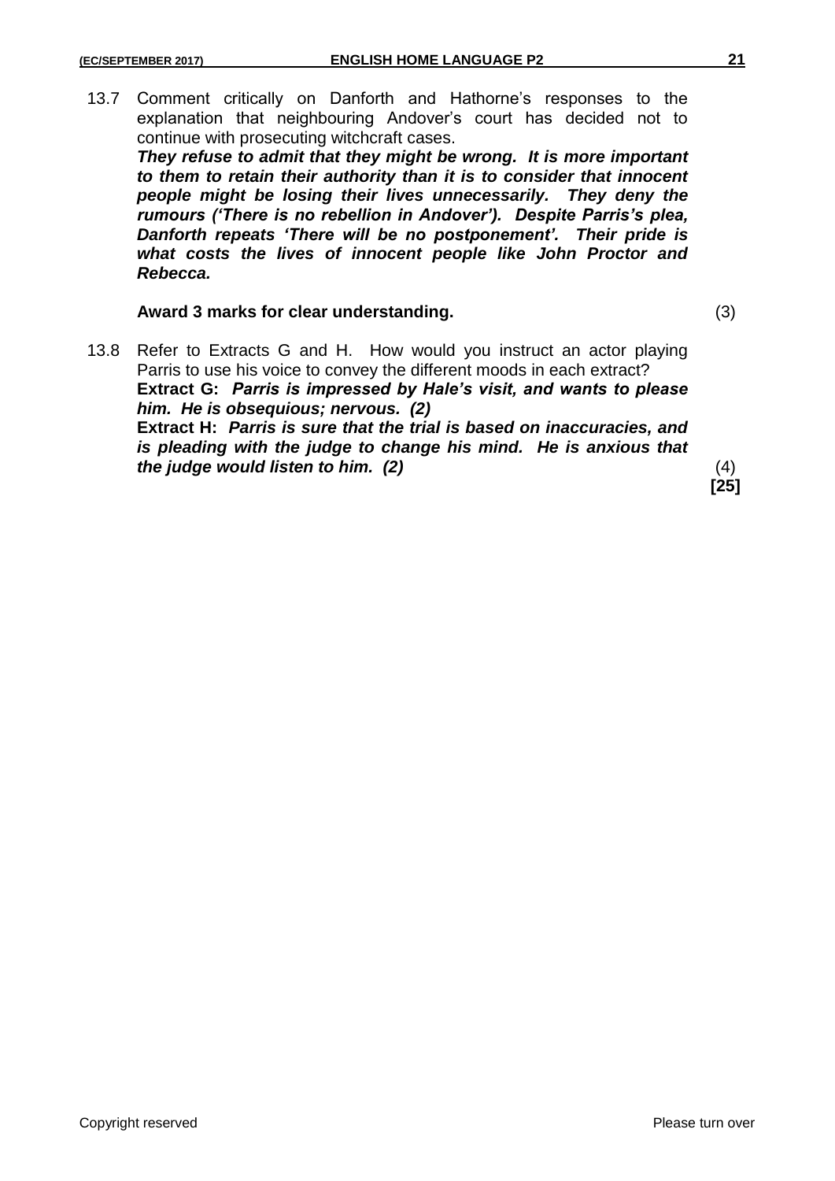13.7 Comment critically on Danforth and Hathorne's responses to the explanation that neighbouring Andover's court has decided not to continue with prosecuting witchcraft cases.

***They refuse to admit that they might be wrong. It is more important to them to retain their authority than it is to consider that innocent people might be losing their lives unnecessarily. They deny the rumours ('There is no rebellion in Andover'). Despite Parris's plea, Danforth repeats 'There will be no postponement'. Their pride is what costs the lives of innocent people like John Proctor and Rebecca.***

**Award 3 marks for clear understanding.** (3)

13.8 Refer to Extracts G and H. How would you instruct an actor playing Parris to use his voice to convey the different moods in each extract?

**Extract G:** ***Parris is impressed by Hale's visit, and wants to please him. He is obsequious; nervous. (2)***

**Extract H:** ***Parris is sure that the trial is based on inaccuracies, and is pleading with the judge to change his mind. He is anxious that the judge would listen to him. (2)*** (4)

**[25]**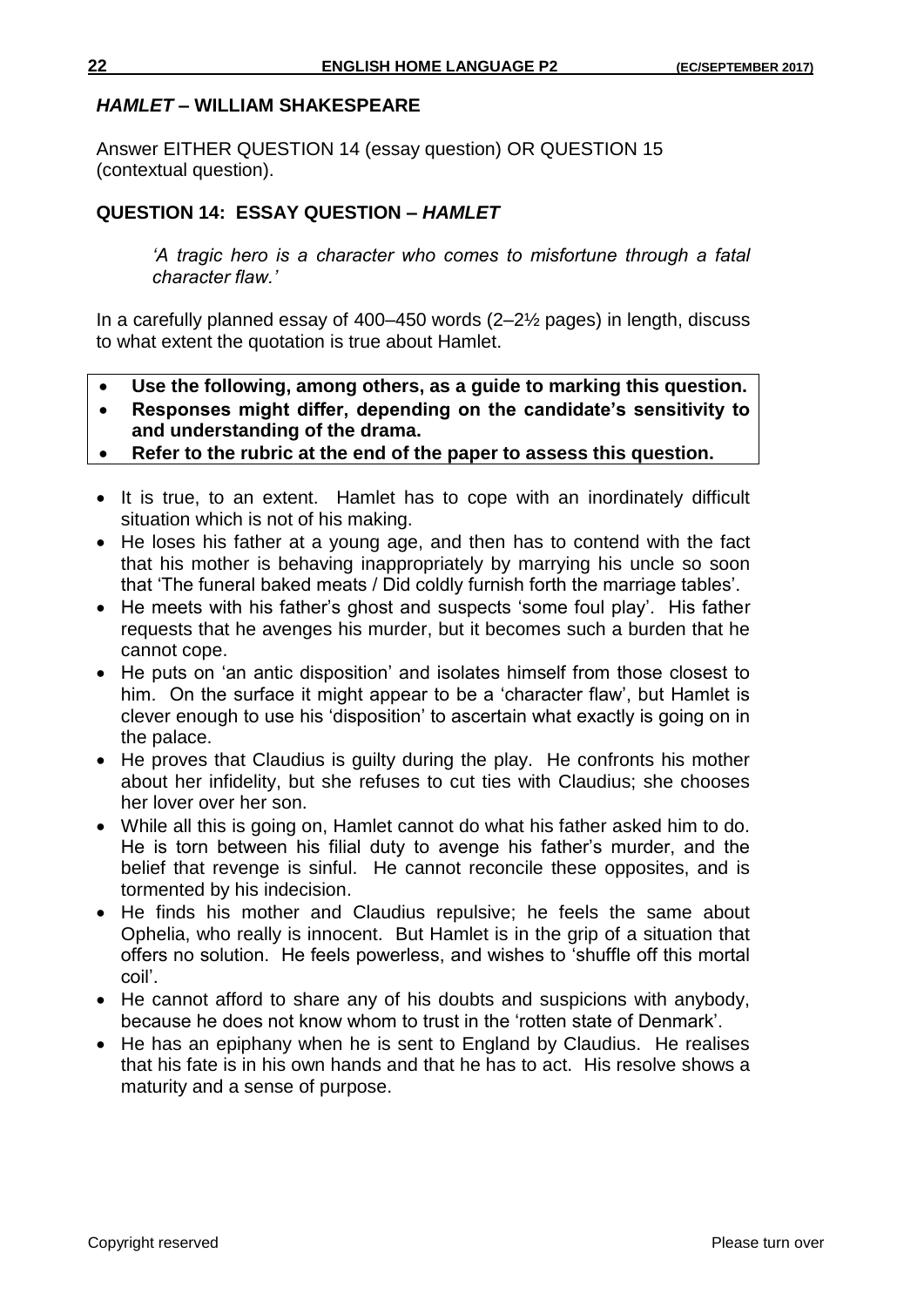## *HAMLET* – WILLIAM SHAKESPEARE

Answer EITHER QUESTION 14 (essay question) OR QUESTION 15 (contextual question).

### QUESTION 14: ESSAY QUESTION – *HAMLET*

> *'A tragic hero is a character who comes to misfortune through a fatal character flaw.'*

In a carefully planned essay of 400–450 words (2–2½ pages) in length, discuss to what extent the quotation is true about Hamlet.

- **Use the following, among others, as a guide to marking this question.**
- **Responses might differ, depending on the candidate's sensitivity to and understanding of the drama.**
- **Refer to the rubric at the end of the paper to assess this question.**

- It is true, to an extent. Hamlet has to cope with an inordinately difficult situation which is not of his making.
- He loses his father at a young age, and then has to contend with the fact that his mother is behaving inappropriately by marrying his uncle so soon that 'The funeral baked meats / Did coldly furnish forth the marriage tables'.
- He meets with his father's ghost and suspects 'some foul play'. His father requests that he avenges his murder, but it becomes such a burden that he cannot cope.
- He puts on 'an antic disposition' and isolates himself from those closest to him. On the surface it might appear to be a 'character flaw', but Hamlet is clever enough to use his 'disposition' to ascertain what exactly is going on in the palace.
- He proves that Claudius is guilty during the play. He confronts his mother about her infidelity, but she refuses to cut ties with Claudius; she chooses her lover over her son.
- While all this is going on, Hamlet cannot do what his father asked him to do. He is torn between his filial duty to avenge his father's murder, and the belief that revenge is sinful. He cannot reconcile these opposites, and is tormented by his indecision.
- He finds his mother and Claudius repulsive; he feels the same about Ophelia, who really is innocent. But Hamlet is in the grip of a situation that offers no solution. He feels powerless, and wishes to 'shuffle off this mortal coil'.
- He cannot afford to share any of his doubts and suspicions with anybody, because he does not know whom to trust in the 'rotten state of Denmark'.
- He has an epiphany when he is sent to England by Claudius. He realises that his fate is in his own hands and that he has to act. His resolve shows a maturity and a sense of purpose.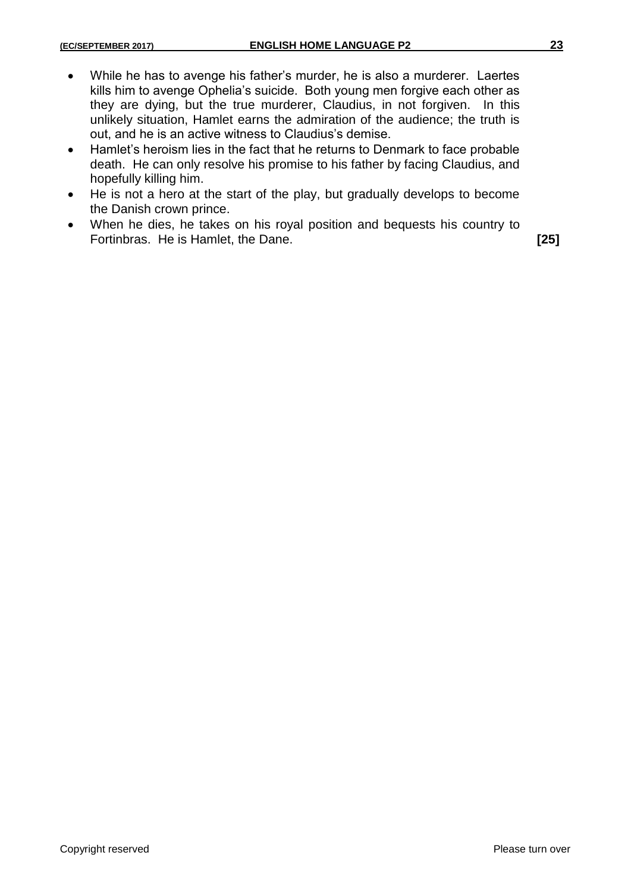- While he has to avenge his father's murder, he is also a murderer. Laertes kills him to avenge Ophelia's suicide. Both young men forgive each other as they are dying, but the true murderer, Claudius, in not forgiven. In this unlikely situation, Hamlet earns the admiration of the audience; the truth is out, and he is an active witness to Claudius's demise.
- Hamlet's heroism lies in the fact that he returns to Denmark to face probable death. He can only resolve his promise to his father by facing Claudius, and hopefully killing him.
- He is not a hero at the start of the play, but gradually develops to become the Danish crown prince.
- When he dies, he takes on his royal position and bequests his country to Fortinbras. He is Hamlet, the Dane. **[25]**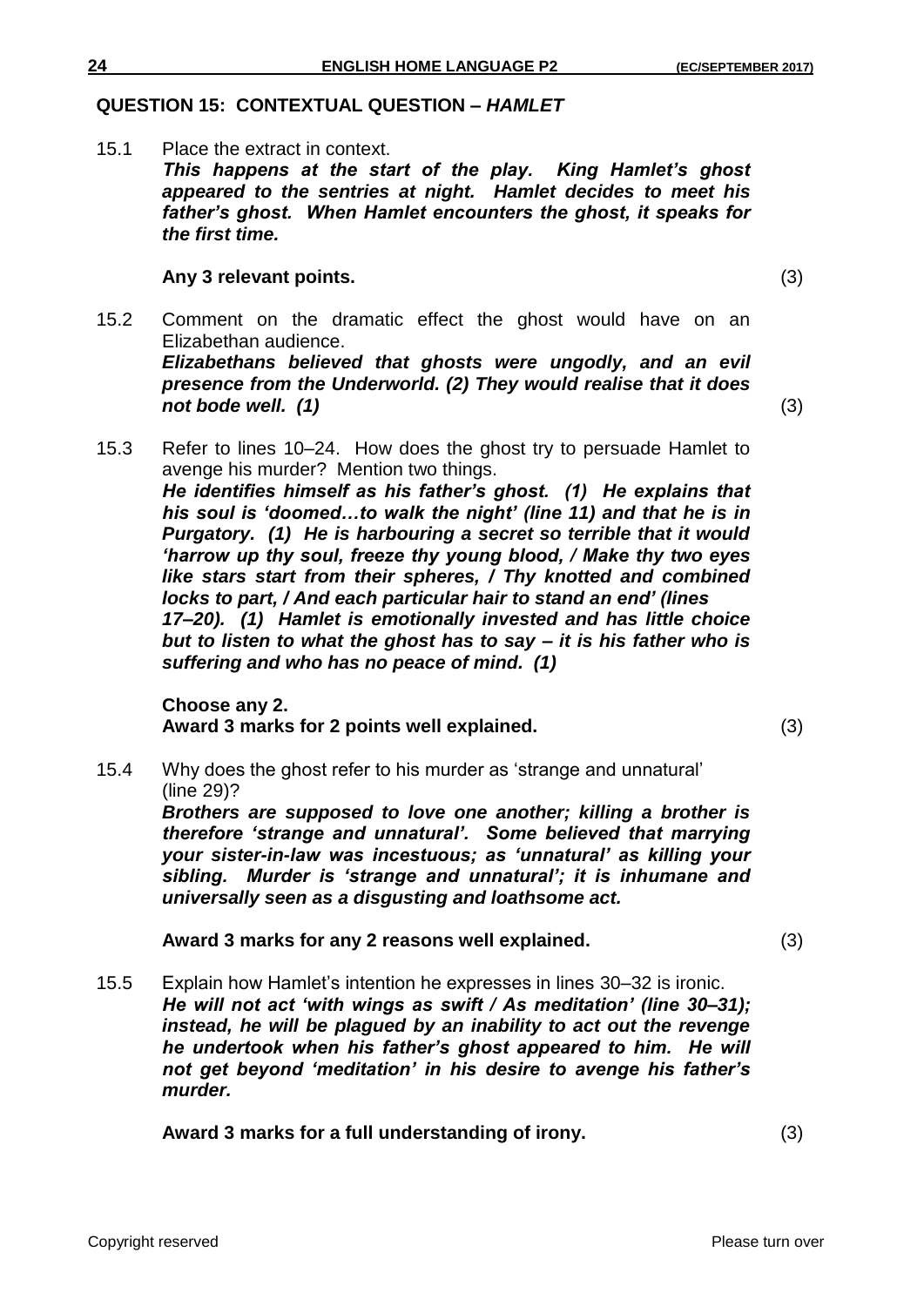## QUESTION 15: CONTEXTUAL QUESTION – *HAMLET*

15.1 Place the extract in context.
***This happens at the start of the play. King Hamlet's ghost appeared to the sentries at night. Hamlet decides to meet his father's ghost. When Hamlet encounters the ghost, it speaks for the first time.***

**Any 3 relevant points.** (3)

15.2 Comment on the dramatic effect the ghost would have on an Elizabethan audience.
***Elizabethans believed that ghosts were ungodly, and an evil presence from the Underworld. (2) They would realise that it does not bode well. (1)*** (3)

15.3 Refer to lines 10–24. How does the ghost try to persuade Hamlet to avenge his murder? Mention two things.
***He identifies himself as his father's ghost. (1) He explains that his soul is 'doomed…to walk the night' (line 11) and that he is in Purgatory. (1) He is harbouring a secret so terrible that it would 'harrow up thy soul, freeze thy young blood, / Make thy two eyes like stars start from their spheres, / Thy knotted and combined locks to part, / And each particular hair to stand an end' (lines 17–20). (1) Hamlet is emotionally invested and has little choice but to listen to what the ghost has to say – it is his father who is suffering and who has no peace of mind. (1)***

**Choose any 2.**
**Award 3 marks for 2 points well explained.** (3)

15.4 Why does the ghost refer to his murder as 'strange and unnatural' (line 29)?
***Brothers are supposed to love one another; killing a brother is therefore 'strange and unnatural'. Some believed that marrying your sister-in-law was incestuous; as 'unnatural' as killing your sibling. Murder is 'strange and unnatural'; it is inhumane and universally seen as a disgusting and loathsome act.***

**Award 3 marks for any 2 reasons well explained.** (3)

15.5 Explain how Hamlet's intention he expresses in lines 30–32 is ironic.
***He will not act 'with wings as swift / As meditation' (line 30–31); instead, he will be plagued by an inability to act out the revenge he undertook when his father's ghost appeared to him. He will not get beyond 'meditation' in his desire to avenge his father's murder.***

**Award 3 marks for a full understanding of irony.** (3)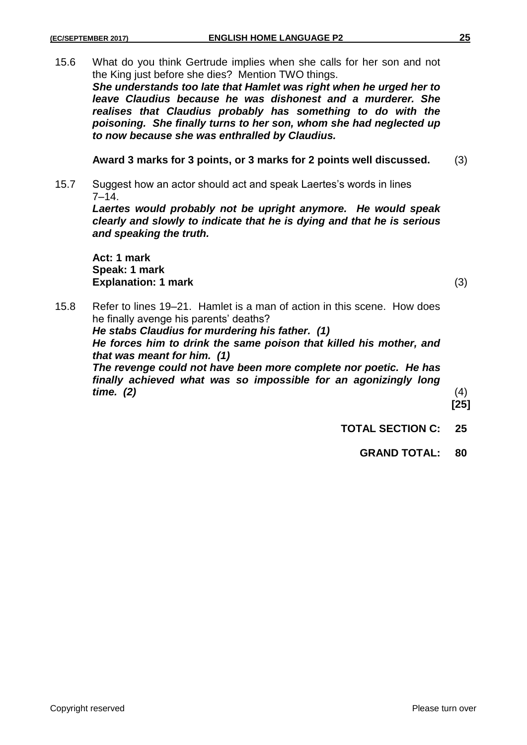15.6 What do you think Gertrude implies when she calls for her son and not the King just before she dies? Mention TWO things.

***She understands too late that Hamlet was right when he urged her to leave Claudius because he was dishonest and a murderer. She realises that Claudius probably has something to do with the poisoning. She finally turns to her son, whom she had neglected up to now because she was enthralled by Claudius.***

**Award 3 marks for 3 points, or 3 marks for 2 points well discussed.** (3)

15.7 Suggest how an actor should act and speak Laertes's words in lines 7–14.

***Laertes would probably not be upright anymore. He would speak clearly and slowly to indicate that he is dying and that he is serious and speaking the truth.***

**Act: 1 mark**
**Speak: 1 mark**
**Explanation: 1 mark** (3)

15.8 Refer to lines 19–21. Hamlet is a man of action in this scene. How does he finally avenge his parents' deaths?

***He stabs Claudius for murdering his father. (1)***
***He forces him to drink the same poison that killed his mother, and that was meant for him. (1)***
***The revenge could not have been more complete nor poetic. He has finally achieved what was so impossible for an agonizingly long time. (2)*** (4)

**[25]**

**TOTAL SECTION C: 25**

**GRAND TOTAL: 80**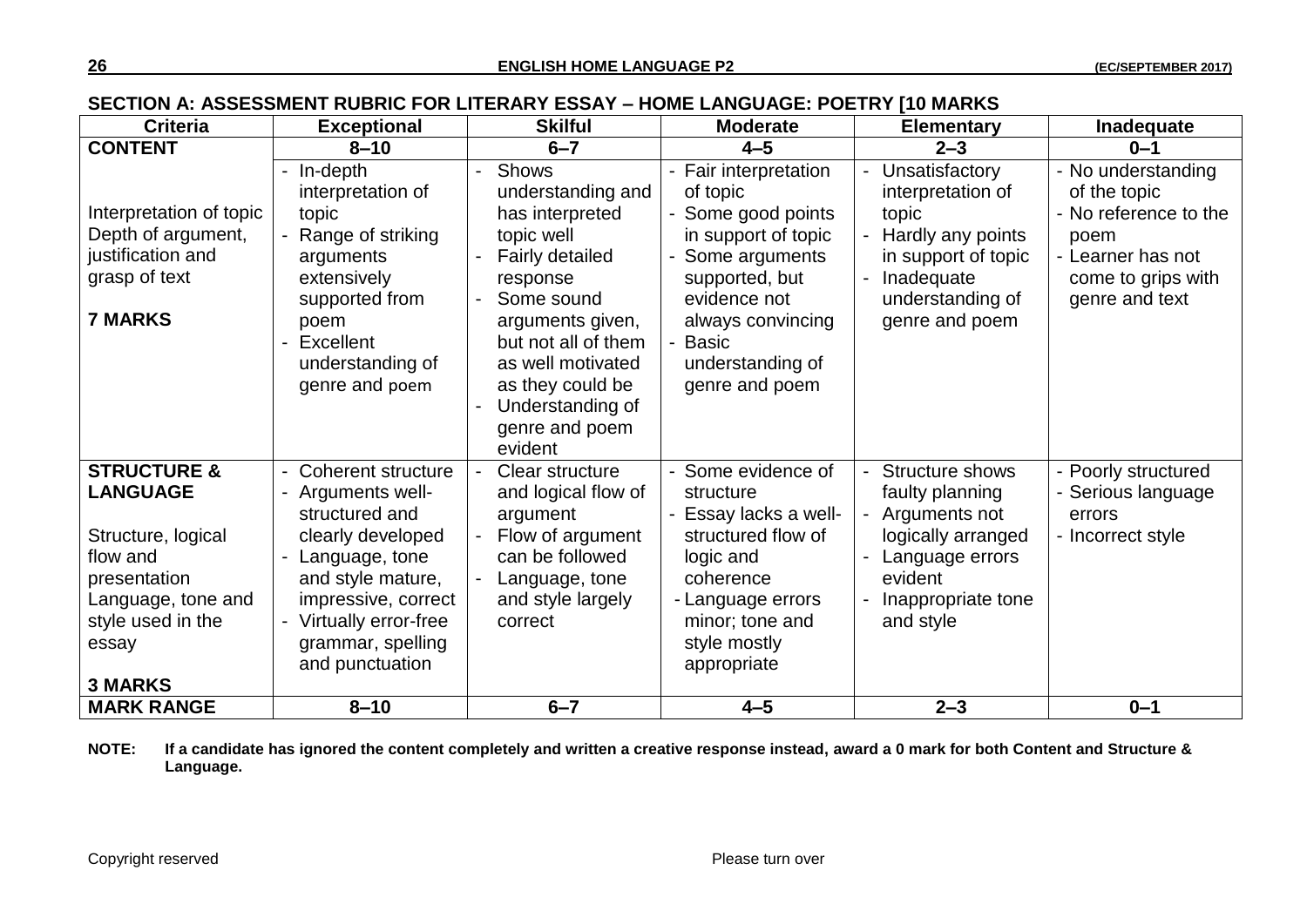## SECTION A: ASSESSMENT RUBRIC FOR LITERARY ESSAY – HOME LANGUAGE: POETRY [10 MARKS

| Criteria | Exceptional | Skilful | Moderate | Elementary | Inadequate |
|---|---|---|---|---|---|
| **CONTENT** | **8–10** | **6–7** | **4–5** | **2–3** | **0–1** |
| Interpretation of topic Depth of argument, justification and grasp of text<br><br>**7 MARKS** | - In-depth interpretation of topic<br>- Range of striking arguments extensively supported from poem<br>- Excellent understanding of genre and poem | - Shows understanding and has interpreted topic well<br>- Fairly detailed response<br>- Some sound arguments given, but not all of them as well motivated as they could be<br>- Understanding of genre and poem evident | - Fair interpretation of topic<br>- Some good points in support of topic<br>- Some arguments supported, but evidence not always convincing<br>- Basic understanding of genre and poem | - Unsatisfactory interpretation of topic<br>- Hardly any points in support of topic<br>- Inadequate understanding of genre and poem | - No understanding of the topic<br>- No reference to the poem<br>- Learner has not come to grips with genre and text |
| **STRUCTURE & LANGUAGE**<br><br>Structure, logical flow and presentation Language, tone and style used in the essay<br><br>**3 MARKS** | - Coherent structure<br>- Arguments well-structured and clearly developed<br>- Language, tone and style mature, impressive, correct<br>- Virtually error-free grammar, spelling and punctuation | - Clear structure and logical flow of argument<br>- Flow of argument can be followed<br>- Language, tone and style largely correct | - Some evidence of structure<br>- Essay lacks a well-structured flow of logic and coherence<br>- Language errors minor; tone and style mostly appropriate | - Structure shows faulty planning<br>- Arguments not logically arranged<br>- Language errors evident<br>- Inappropriate tone and style | - Poorly structured<br>- Serious language errors<br>- Incorrect style |
| **MARK RANGE** | **8–10** | **6–7** | **4–5** | **2–3** | **0–1** |

**NOTE: If a candidate has ignored the content completely and written a creative response instead, award a 0 mark for both Content and Structure & Language.**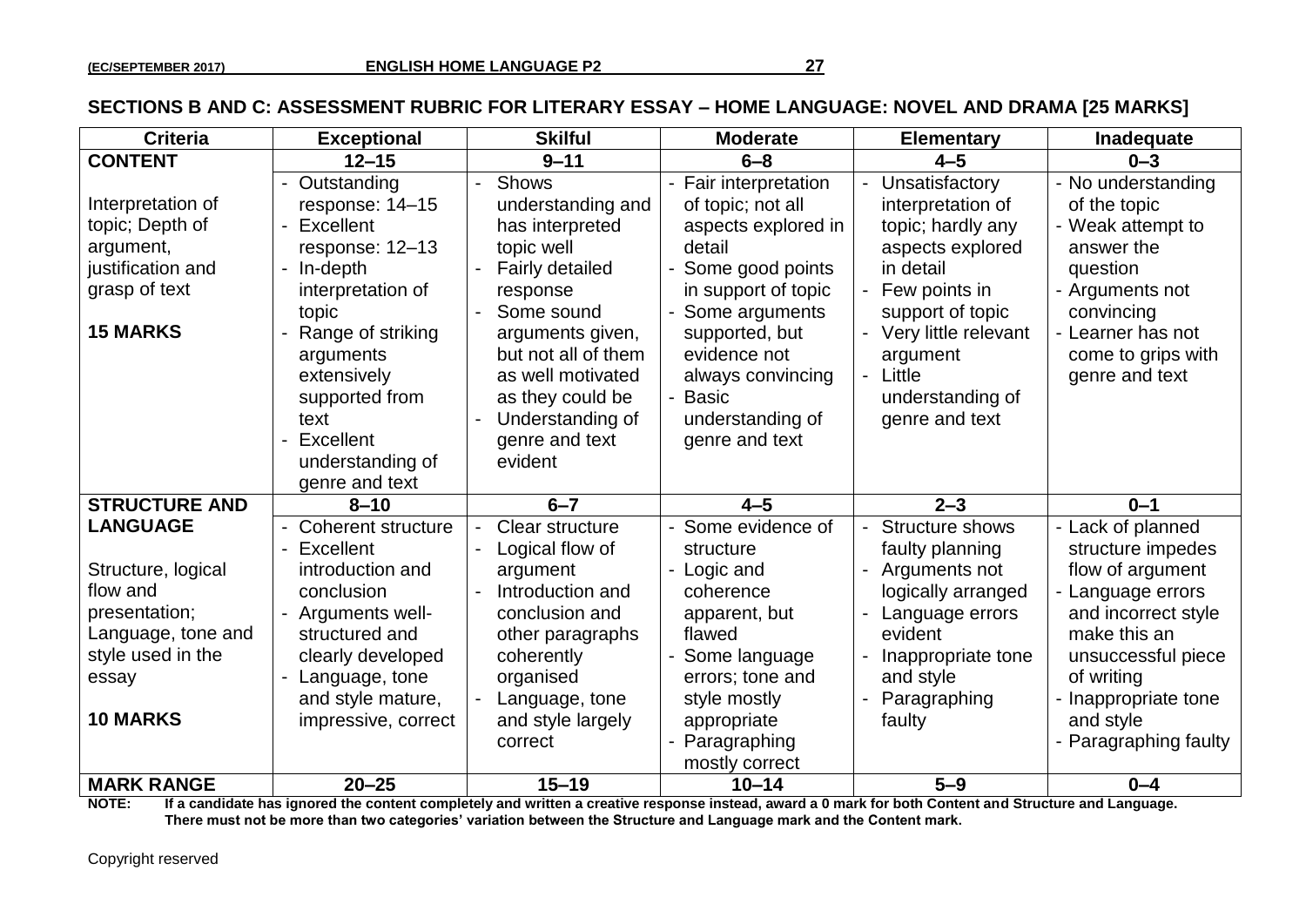## SECTIONS B AND C: ASSESSMENT RUBRIC FOR LITERARY ESSAY – HOME LANGUAGE: NOVEL AND DRAMA [25 MARKS]

| Criteria | Exceptional | Skilful | Moderate | Elementary | Inadequate |
|---|---|---|---|---|---|
| **CONTENT** | **12–15** | **9–11** | **6–8** | **4–5** | **0–3** |
| Interpretation of topic; Depth of argument, justification and grasp of text<br><br>**15 MARKS** | - Outstanding response: 14–15<br>- Excellent response: 12–13<br>- In-depth interpretation of topic<br>- Range of striking arguments extensively supported from text<br>- Excellent understanding of genre and text | - Shows understanding and has interpreted topic well<br>- Fairly detailed response<br>- Some sound arguments given, but not all of them as well motivated as they could be<br>- Understanding of genre and text evident | - Fair interpretation of topic; not all aspects explored in detail<br>- Some good points in support of topic<br>- Some arguments supported, but evidence not always convincing<br>- Basic understanding of genre and text | - Unsatisfactory interpretation of topic; hardly any aspects explored in detail<br>- Few points in support of topic<br>- Very little relevant argument<br>- Little understanding of genre and text | - No understanding of the topic<br>- Weak attempt to answer the question<br>- Arguments not convincing<br>- Learner has not come to grips with genre and text |
| **STRUCTURE AND LANGUAGE** | **8–10** | **6–7** | **4–5** | **2–3** | **0–1** |
| Structure, logical flow and presentation; Language, tone and style used in the essay<br><br>**10 MARKS** | - Coherent structure<br>- Excellent introduction and conclusion<br>- Arguments well-structured and clearly developed<br>- Language, tone and style mature, impressive, correct | - Clear structure<br>- Logical flow of argument<br>- Introduction and conclusion and other paragraphs coherently organised<br>- Language, tone and style largely correct | - Some evidence of structure<br>- Logic and coherence apparent, but flawed<br>- Some language errors; tone and style mostly appropriate<br>- Paragraphing mostly correct | - Structure shows faulty planning<br>- Arguments not logically arranged<br>- Language errors evident<br>- Inappropriate tone and style<br>- Paragraphing faulty | - Lack of planned structure impedes flow of argument<br>- Language errors and incorrect style make this an unsuccessful piece of writing<br>- Inappropriate tone and style<br>- Paragraphing faulty |
| **MARK RANGE** | **20–25** | **15–19** | **10–14** | **5–9** | **0–4** |

**NOTE:** **If a candidate has ignored the content completely and written a creative response instead, award a 0 mark for both Content and Structure and Language. There must not be more than two categories' variation between the Structure and Language mark and the Content mark.**

Copyright reserved